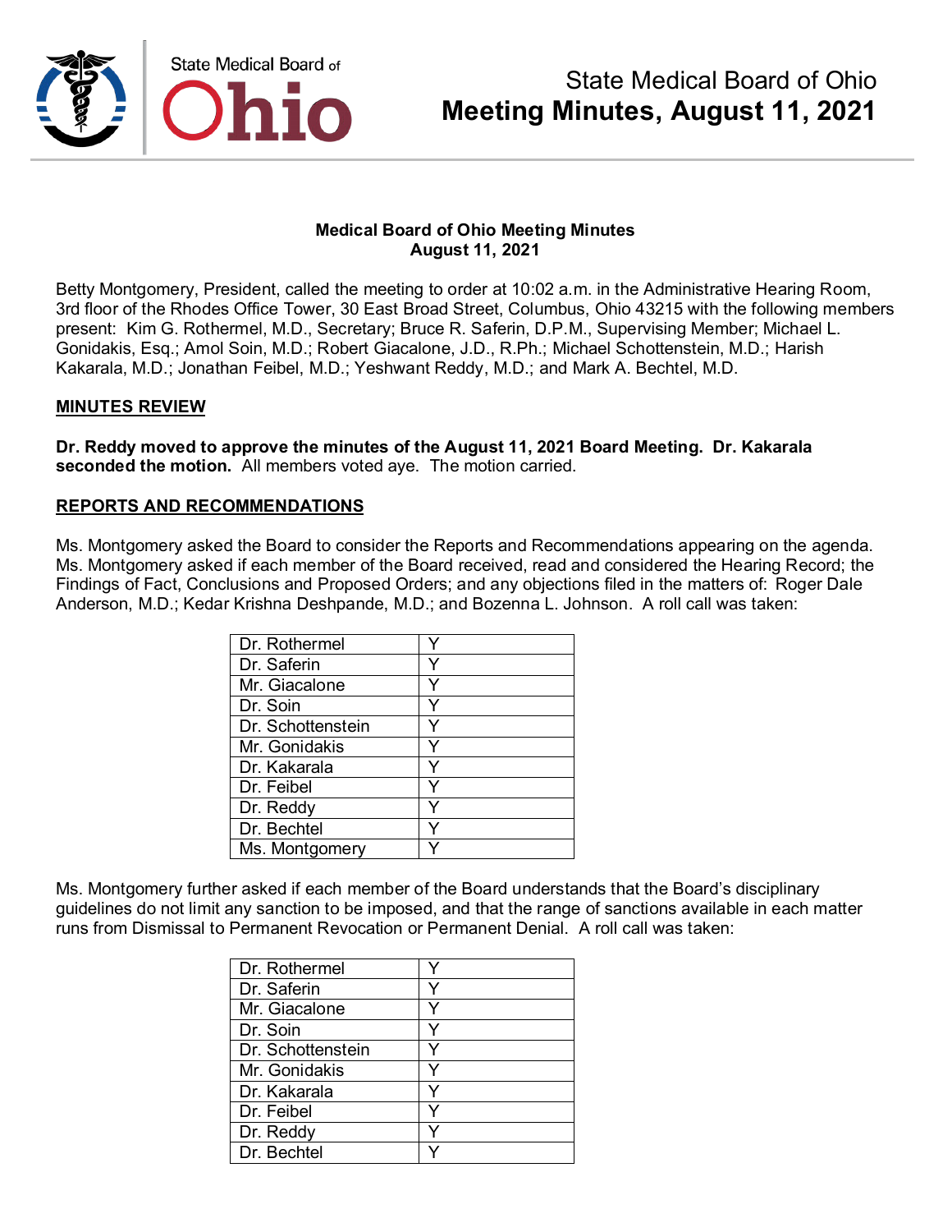# State Medical Board of Ohio
# Meeting Minutes, August 11, 2021

**Medical Board of Ohio Meeting Minutes**
**August 11, 2021**

Betty Montgomery, President, called the meeting to order at 10:02 a.m. in the Administrative Hearing Room, 3rd floor of the Rhodes Office Tower, 30 East Broad Street, Columbus, Ohio 43215 with the following members present: Kim G. Rothermel, M.D., Secretary; Bruce R. Saferin, D.P.M., Supervising Member; Michael L. Gonidakis, Esq.; Amol Soin, M.D.; Robert Giacalone, J.D., R.Ph.; Michael Schottenstein, M.D.; Harish Kakarala, M.D.; Jonathan Feibel, M.D.; Yeshwant Reddy, M.D.; and Mark A. Bechtel, M.D.

## MINUTES REVIEW

**Dr. Reddy moved to approve the minutes of the August 11, 2021 Board Meeting. Dr. Kakarala seconded the motion.** All members voted aye. The motion carried.

## REPORTS AND RECOMMENDATIONS

Ms. Montgomery asked the Board to consider the Reports and Recommendations appearing on the agenda. Ms. Montgomery asked if each member of the Board received, read and considered the Hearing Record; the Findings of Fact, Conclusions and Proposed Orders; and any objections filed in the matters of: Roger Dale Anderson, M.D.; Kedar Krishna Deshpande, M.D.; and Bozenna L. Johnson. A roll call was taken:

| | |
|---|---|
| Dr. Rothermel | Y |
| Dr. Saferin | Y |
| Mr. Giacalone | Y |
| Dr. Soin | Y |
| Dr. Schottenstein | Y |
| Mr. Gonidakis | Y |
| Dr. Kakarala | Y |
| Dr. Feibel | Y |
| Dr. Reddy | Y |
| Dr. Bechtel | Y |
| Ms. Montgomery | Y |

Ms. Montgomery further asked if each member of the Board understands that the Board's disciplinary guidelines do not limit any sanction to be imposed, and that the range of sanctions available in each matter runs from Dismissal to Permanent Revocation or Permanent Denial. A roll call was taken:

| | |
|---|---|
| Dr. Rothermel | Y |
| Dr. Saferin | Y |
| Mr. Giacalone | Y |
| Dr. Soin | Y |
| Dr. Schottenstein | Y |
| Mr. Gonidakis | Y |
| Dr. Kakarala | Y |
| Dr. Feibel | Y |
| Dr. Reddy | Y |
| Dr. Bechtel | Y |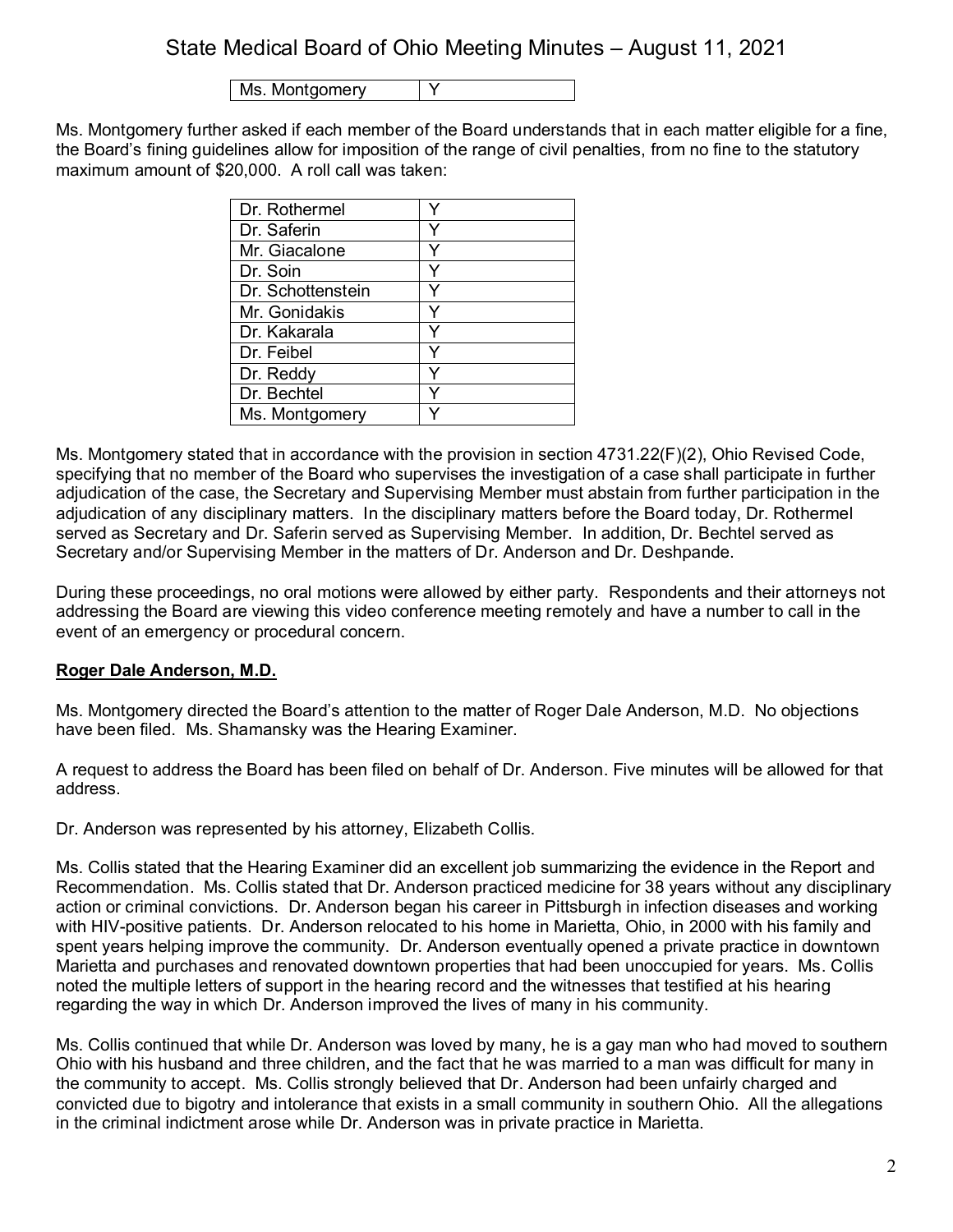| Ms. Montgomery | Y |
|---|---|

Ms. Montgomery further asked if each member of the Board understands that in each matter eligible for a fine, the Board's fining guidelines allow for imposition of the range of civil penalties, from no fine to the statutory maximum amount of $20,000. A roll call was taken:

| Dr. Rothermel | Y |
|---|---|
| Dr. Saferin | Y |
| Mr. Giacalone | Y |
| Dr. Soin | Y |
| Dr. Schottenstein | Y |
| Mr. Gonidakis | Y |
| Dr. Kakarala | Y |
| Dr. Feibel | Y |
| Dr. Reddy | Y |
| Dr. Bechtel | Y |
| Ms. Montgomery | Y |

Ms. Montgomery stated that in accordance with the provision in section 4731.22(F)(2), Ohio Revised Code, specifying that no member of the Board who supervises the investigation of a case shall participate in further adjudication of the case, the Secretary and Supervising Member must abstain from further participation in the adjudication of any disciplinary matters. In the disciplinary matters before the Board today, Dr. Rothermel served as Secretary and Dr. Saferin served as Supervising Member. In addition, Dr. Bechtel served as Secretary and/or Supervising Member in the matters of Dr. Anderson and Dr. Deshpande.

During these proceedings, no oral motions were allowed by either party. Respondents and their attorneys not addressing the Board are viewing this video conference meeting remotely and have a number to call in the event of an emergency or procedural concern.

**Roger Dale Anderson, M.D.**

Ms. Montgomery directed the Board's attention to the matter of Roger Dale Anderson, M.D. No objections have been filed. Ms. Shamansky was the Hearing Examiner.

A request to address the Board has been filed on behalf of Dr. Anderson. Five minutes will be allowed for that address.

Dr. Anderson was represented by his attorney, Elizabeth Collis.

Ms. Collis stated that the Hearing Examiner did an excellent job summarizing the evidence in the Report and Recommendation. Ms. Collis stated that Dr. Anderson practiced medicine for 38 years without any disciplinary action or criminal convictions. Dr. Anderson began his career in Pittsburgh in infection diseases and working with HIV-positive patients. Dr. Anderson relocated to his home in Marietta, Ohio, in 2000 with his family and spent years helping improve the community. Dr. Anderson eventually opened a private practice in downtown Marietta and purchases and renovated downtown properties that had been unoccupied for years. Ms. Collis noted the multiple letters of support in the hearing record and the witnesses that testified at his hearing regarding the way in which Dr. Anderson improved the lives of many in his community.

Ms. Collis continued that while Dr. Anderson was loved by many, he is a gay man who had moved to southern Ohio with his husband and three children, and the fact that he was married to a man was difficult for many in the community to accept. Ms. Collis strongly believed that Dr. Anderson had been unfairly charged and convicted due to bigotry and intolerance that exists in a small community in southern Ohio. All the allegations in the criminal indictment arose while Dr. Anderson was in private practice in Marietta.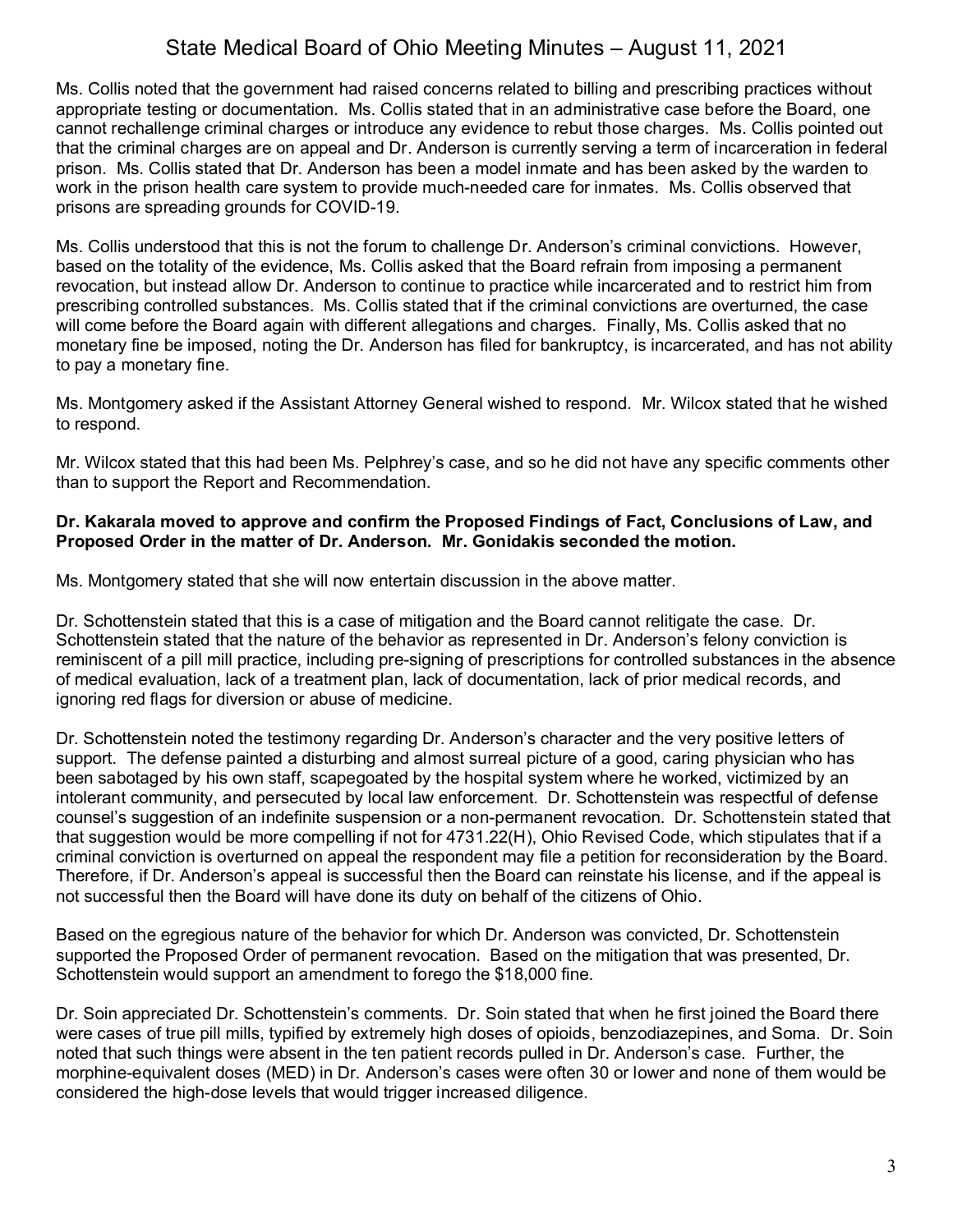Ms. Collis noted that the government had raised concerns related to billing and prescribing practices without appropriate testing or documentation. Ms. Collis stated that in an administrative case before the Board, one cannot rechallenge criminal charges or introduce any evidence to rebut those charges. Ms. Collis pointed out that the criminal charges are on appeal and Dr. Anderson is currently serving a term of incarceration in federal prison. Ms. Collis stated that Dr. Anderson has been a model inmate and has been asked by the warden to work in the prison health care system to provide much-needed care for inmates. Ms. Collis observed that prisons are spreading grounds for COVID-19.

Ms. Collis understood that this is not the forum to challenge Dr. Anderson's criminal convictions. However, based on the totality of the evidence, Ms. Collis asked that the Board refrain from imposing a permanent revocation, but instead allow Dr. Anderson to continue to practice while incarcerated and to restrict him from prescribing controlled substances. Ms. Collis stated that if the criminal convictions are overturned, the case will come before the Board again with different allegations and charges. Finally, Ms. Collis asked that no monetary fine be imposed, noting the Dr. Anderson has filed for bankruptcy, is incarcerated, and has not ability to pay a monetary fine.

Ms. Montgomery asked if the Assistant Attorney General wished to respond. Mr. Wilcox stated that he wished to respond.

Mr. Wilcox stated that this had been Ms. Pelphrey's case, and so he did not have any specific comments other than to support the Report and Recommendation.

**Dr. Kakarala moved to approve and confirm the Proposed Findings of Fact, Conclusions of Law, and Proposed Order in the matter of Dr. Anderson. Mr. Gonidakis seconded the motion.**

Ms. Montgomery stated that she will now entertain discussion in the above matter.

Dr. Schottenstein stated that this is a case of mitigation and the Board cannot relitigate the case. Dr. Schottenstein stated that the nature of the behavior as represented in Dr. Anderson's felony conviction is reminiscent of a pill mill practice, including pre-signing of prescriptions for controlled substances in the absence of medical evaluation, lack of a treatment plan, lack of documentation, lack of prior medical records, and ignoring red flags for diversion or abuse of medicine.

Dr. Schottenstein noted the testimony regarding Dr. Anderson's character and the very positive letters of support. The defense painted a disturbing and almost surreal picture of a good, caring physician who has been sabotaged by his own staff, scapegoated by the hospital system where he worked, victimized by an intolerant community, and persecuted by local law enforcement. Dr. Schottenstein was respectful of defense counsel's suggestion of an indefinite suspension or a non-permanent revocation. Dr. Schottenstein stated that that suggestion would be more compelling if not for 4731.22(H), Ohio Revised Code, which stipulates that if a criminal conviction is overturned on appeal the respondent may file a petition for reconsideration by the Board. Therefore, if Dr. Anderson's appeal is successful then the Board can reinstate his license, and if the appeal is not successful then the Board will have done its duty on behalf of the citizens of Ohio.

Based on the egregious nature of the behavior for which Dr. Anderson was convicted, Dr. Schottenstein supported the Proposed Order of permanent revocation. Based on the mitigation that was presented, Dr. Schottenstein would support an amendment to forego the $18,000 fine.

Dr. Soin appreciated Dr. Schottenstein's comments. Dr. Soin stated that when he first joined the Board there were cases of true pill mills, typified by extremely high doses of opioids, benzodiazepines, and Soma. Dr. Soin noted that such things were absent in the ten patient records pulled in Dr. Anderson's case. Further, the morphine-equivalent doses (MED) in Dr. Anderson's cases were often 30 or lower and none of them would be considered the high-dose levels that would trigger increased diligence.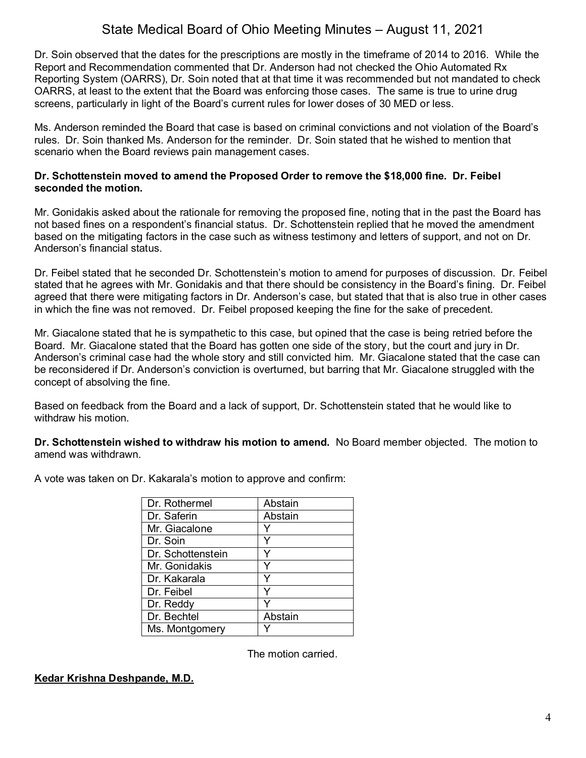Dr. Soin observed that the dates for the prescriptions are mostly in the timeframe of 2014 to 2016. While the Report and Recommendation commented that Dr. Anderson had not checked the Ohio Automated Rx Reporting System (OARRS), Dr. Soin noted that at that time it was recommended but not mandated to check OARRS, at least to the extent that the Board was enforcing those cases. The same is true to urine drug screens, particularly in light of the Board's current rules for lower doses of 30 MED or less.

Ms. Anderson reminded the Board that case is based on criminal convictions and not violation of the Board's rules. Dr. Soin thanked Ms. Anderson for the reminder. Dr. Soin stated that he wished to mention that scenario when the Board reviews pain management cases.

**Dr. Schottenstein moved to amend the Proposed Order to remove the $18,000 fine. Dr. Feibel seconded the motion.**

Mr. Gonidakis asked about the rationale for removing the proposed fine, noting that in the past the Board has not based fines on a respondent's financial status. Dr. Schottenstein replied that he moved the amendment based on the mitigating factors in the case such as witness testimony and letters of support, and not on Dr. Anderson's financial status.

Dr. Feibel stated that he seconded Dr. Schottenstein's motion to amend for purposes of discussion. Dr. Feibel stated that he agrees with Mr. Gonidakis and that there should be consistency in the Board's fining. Dr. Feibel agreed that there were mitigating factors in Dr. Anderson's case, but stated that that is also true in other cases in which the fine was not removed. Dr. Feibel proposed keeping the fine for the sake of precedent.

Mr. Giacalone stated that he is sympathetic to this case, but opined that the case is being retried before the Board. Mr. Giacalone stated that the Board has gotten one side of the story, but the court and jury in Dr. Anderson's criminal case had the whole story and still convicted him. Mr. Giacalone stated that the case can be reconsidered if Dr. Anderson's conviction is overturned, but barring that Mr. Giacalone struggled with the concept of absolving the fine.

Based on feedback from the Board and a lack of support, Dr. Schottenstein stated that he would like to withdraw his motion.

**Dr. Schottenstein wished to withdraw his motion to amend.** No Board member objected. The motion to amend was withdrawn.

A vote was taken on Dr. Kakarala's motion to approve and confirm:

| | |
|---|---|
| Dr. Rothermel | Abstain |
| Dr. Saferin | Abstain |
| Mr. Giacalone | Y |
| Dr. Soin | Y |
| Dr. Schottenstein | Y |
| Mr. Gonidakis | Y |
| Dr. Kakarala | Y |
| Dr. Feibel | Y |
| Dr. Reddy | Y |
| Dr. Bechtel | Abstain |
| Ms. Montgomery | Y |

The motion carried.

**<u>Kedar Krishna Deshpande, M.D.</u>**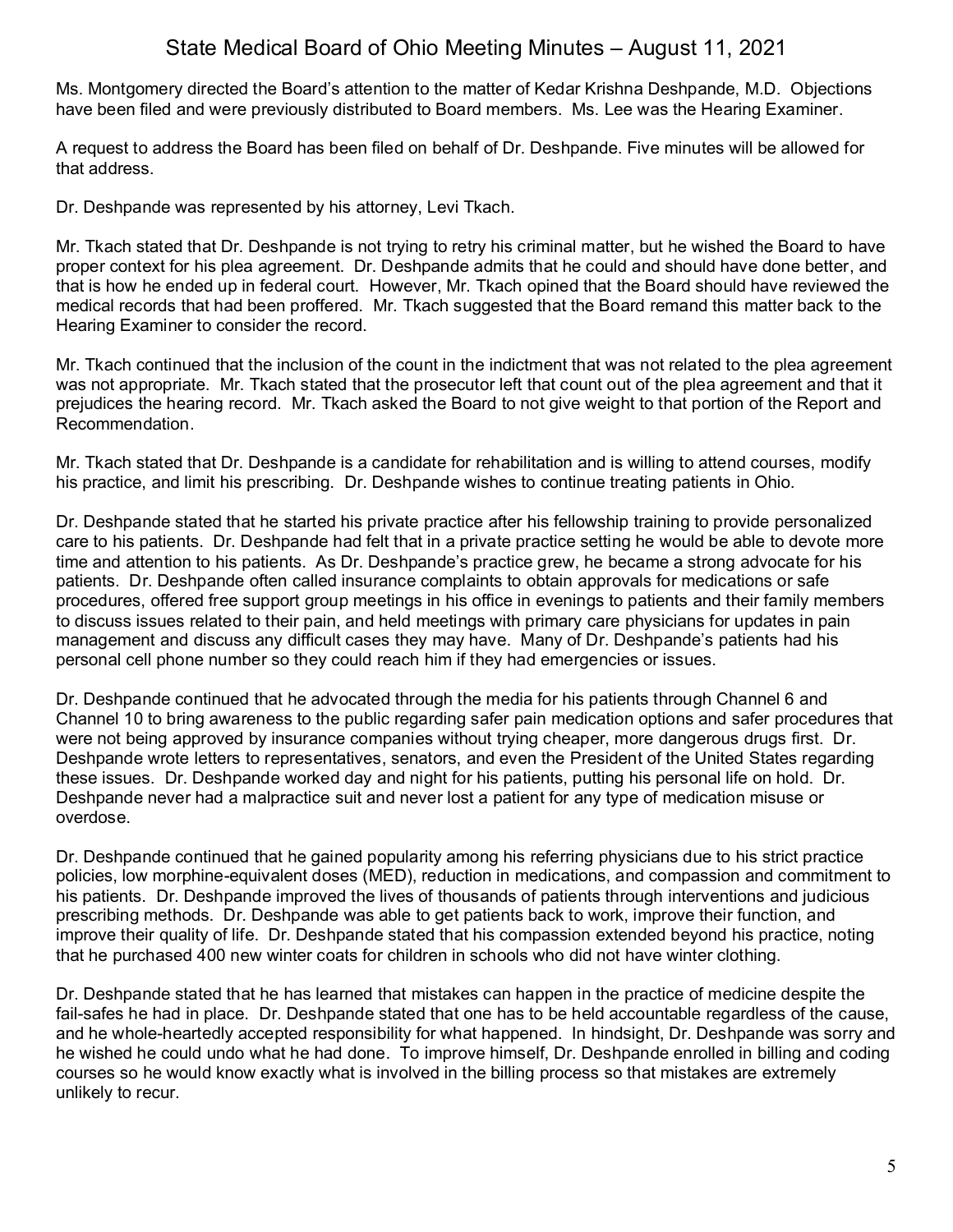Ms. Montgomery directed the Board's attention to the matter of Kedar Krishna Deshpande, M.D. Objections have been filed and were previously distributed to Board members. Ms. Lee was the Hearing Examiner.

A request to address the Board has been filed on behalf of Dr. Deshpande. Five minutes will be allowed for that address.

Dr. Deshpande was represented by his attorney, Levi Tkach.

Mr. Tkach stated that Dr. Deshpande is not trying to retry his criminal matter, but he wished the Board to have proper context for his plea agreement. Dr. Deshpande admits that he could and should have done better, and that is how he ended up in federal court. However, Mr. Tkach opined that the Board should have reviewed the medical records that had been proffered. Mr. Tkach suggested that the Board remand this matter back to the Hearing Examiner to consider the record.

Mr. Tkach continued that the inclusion of the count in the indictment that was not related to the plea agreement was not appropriate. Mr. Tkach stated that the prosecutor left that count out of the plea agreement and that it prejudices the hearing record. Mr. Tkach asked the Board to not give weight to that portion of the Report and Recommendation.

Mr. Tkach stated that Dr. Deshpande is a candidate for rehabilitation and is willing to attend courses, modify his practice, and limit his prescribing. Dr. Deshpande wishes to continue treating patients in Ohio.

Dr. Deshpande stated that he started his private practice after his fellowship training to provide personalized care to his patients. Dr. Deshpande had felt that in a private practice setting he would be able to devote more time and attention to his patients. As Dr. Deshpande's practice grew, he became a strong advocate for his patients. Dr. Deshpande often called insurance complaints to obtain approvals for medications or safe procedures, offered free support group meetings in his office in evenings to patients and their family members to discuss issues related to their pain, and held meetings with primary care physicians for updates in pain management and discuss any difficult cases they may have. Many of Dr. Deshpande's patients had his personal cell phone number so they could reach him if they had emergencies or issues.

Dr. Deshpande continued that he advocated through the media for his patients through Channel 6 and Channel 10 to bring awareness to the public regarding safer pain medication options and safer procedures that were not being approved by insurance companies without trying cheaper, more dangerous drugs first. Dr. Deshpande wrote letters to representatives, senators, and even the President of the United States regarding these issues. Dr. Deshpande worked day and night for his patients, putting his personal life on hold. Dr. Deshpande never had a malpractice suit and never lost a patient for any type of medication misuse or overdose.

Dr. Deshpande continued that he gained popularity among his referring physicians due to his strict practice policies, low morphine-equivalent doses (MED), reduction in medications, and compassion and commitment to his patients. Dr. Deshpande improved the lives of thousands of patients through interventions and judicious prescribing methods. Dr. Deshpande was able to get patients back to work, improve their function, and improve their quality of life. Dr. Deshpande stated that his compassion extended beyond his practice, noting that he purchased 400 new winter coats for children in schools who did not have winter clothing.

Dr. Deshpande stated that he has learned that mistakes can happen in the practice of medicine despite the fail-safes he had in place. Dr. Deshpande stated that one has to be held accountable regardless of the cause, and he whole-heartedly accepted responsibility for what happened. In hindsight, Dr. Deshpande was sorry and he wished he could undo what he had done. To improve himself, Dr. Deshpande enrolled in billing and coding courses so he would know exactly what is involved in the billing process so that mistakes are extremely unlikely to recur.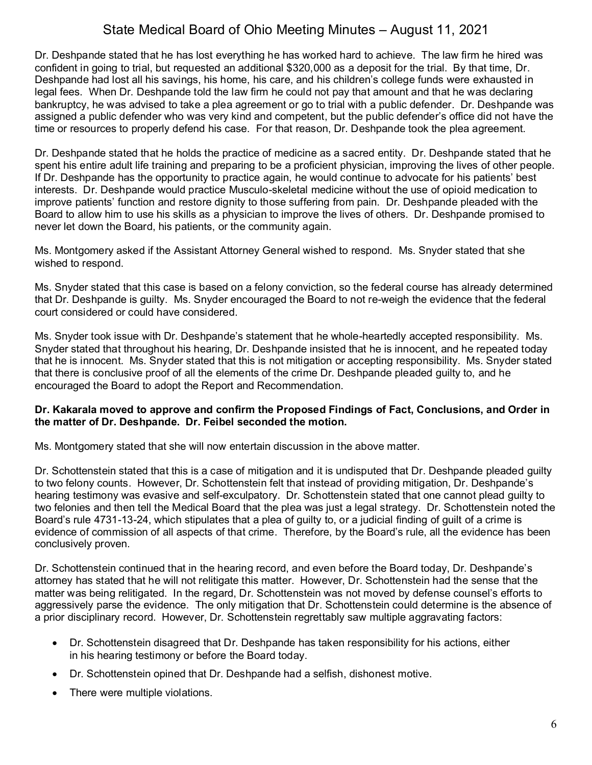Dr. Deshpande stated that he has lost everything he has worked hard to achieve. The law firm he hired was confident in going to trial, but requested an additional $320,000 as a deposit for the trial. By that time, Dr. Deshpande had lost all his savings, his home, his care, and his children's college funds were exhausted in legal fees. When Dr. Deshpande told the law firm he could not pay that amount and that he was declaring bankruptcy, he was advised to take a plea agreement or go to trial with a public defender. Dr. Deshpande was assigned a public defender who was very kind and competent, but the public defender's office did not have the time or resources to properly defend his case. For that reason, Dr. Deshpande took the plea agreement.

Dr. Deshpande stated that he holds the practice of medicine as a sacred entity. Dr. Deshpande stated that he spent his entire adult life training and preparing to be a proficient physician, improving the lives of other people. If Dr. Deshpande has the opportunity to practice again, he would continue to advocate for his patients' best interests. Dr. Deshpande would practice Musculo-skeletal medicine without the use of opioid medication to improve patients' function and restore dignity to those suffering from pain. Dr. Deshpande pleaded with the Board to allow him to use his skills as a physician to improve the lives of others. Dr. Deshpande promised to never let down the Board, his patients, or the community again.

Ms. Montgomery asked if the Assistant Attorney General wished to respond. Ms. Snyder stated that she wished to respond.

Ms. Snyder stated that this case is based on a felony conviction, so the federal course has already determined that Dr. Deshpande is guilty. Ms. Snyder encouraged the Board to not re-weigh the evidence that the federal court considered or could have considered.

Ms. Snyder took issue with Dr. Deshpande's statement that he whole-heartedly accepted responsibility. Ms. Snyder stated that throughout his hearing, Dr. Deshpande insisted that he is innocent, and he repeated today that he is innocent. Ms. Snyder stated that this is not mitigation or accepting responsibility. Ms. Snyder stated that there is conclusive proof of all the elements of the crime Dr. Deshpande pleaded guilty to, and he encouraged the Board to adopt the Report and Recommendation.

**Dr. Kakarala moved to approve and confirm the Proposed Findings of Fact, Conclusions, and Order in the matter of Dr. Deshpande. Dr. Feibel seconded the motion.**

Ms. Montgomery stated that she will now entertain discussion in the above matter.

Dr. Schottenstein stated that this is a case of mitigation and it is undisputed that Dr. Deshpande pleaded guilty to two felony counts. However, Dr. Schottenstein felt that instead of providing mitigation, Dr. Deshpande's hearing testimony was evasive and self-exculpatory. Dr. Schottenstein stated that one cannot plead guilty to two felonies and then tell the Medical Board that the plea was just a legal strategy. Dr. Schottenstein noted the Board's rule 4731-13-24, which stipulates that a plea of guilty to, or a judicial finding of guilt of a crime is evidence of commission of all aspects of that crime. Therefore, by the Board's rule, all the evidence has been conclusively proven.

Dr. Schottenstein continued that in the hearing record, and even before the Board today, Dr. Deshpande's attorney has stated that he will not relitigate this matter. However, Dr. Schottenstein had the sense that the matter was being relitigated. In the regard, Dr. Schottenstein was not moved by defense counsel's efforts to aggressively parse the evidence. The only mitigation that Dr. Schottenstein could determine is the absence of a prior disciplinary record. However, Dr. Schottenstein regrettably saw multiple aggravating factors:

- Dr. Schottenstein disagreed that Dr. Deshpande has taken responsibility for his actions, either in his hearing testimony or before the Board today.
- Dr. Schottenstein opined that Dr. Deshpande had a selfish, dishonest motive.
- There were multiple violations.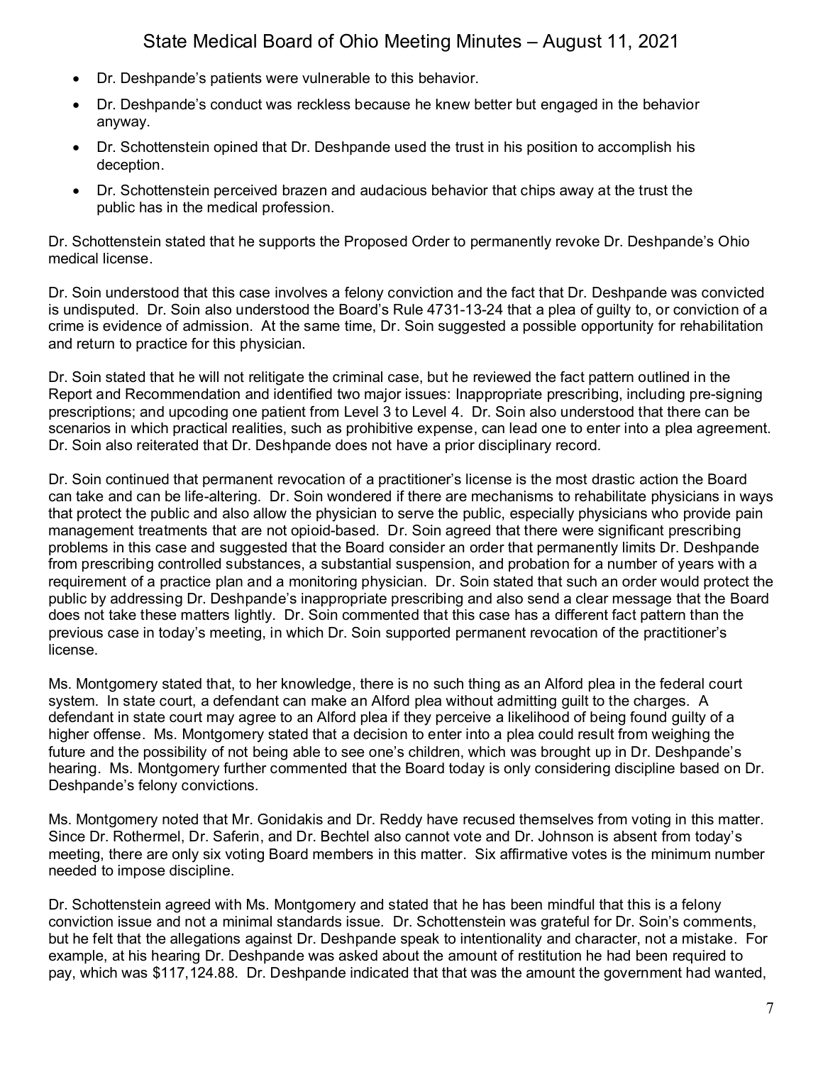- Dr. Deshpande's patients were vulnerable to this behavior.
- Dr. Deshpande's conduct was reckless because he knew better but engaged in the behavior anyway.
- Dr. Schottenstein opined that Dr. Deshpande used the trust in his position to accomplish his deception.
- Dr. Schottenstein perceived brazen and audacious behavior that chips away at the trust the public has in the medical profession.

Dr. Schottenstein stated that he supports the Proposed Order to permanently revoke Dr. Deshpande's Ohio medical license.

Dr. Soin understood that this case involves a felony conviction and the fact that Dr. Deshpande was convicted is undisputed. Dr. Soin also understood the Board's Rule 4731-13-24 that a plea of guilty to, or conviction of a crime is evidence of admission. At the same time, Dr. Soin suggested a possible opportunity for rehabilitation and return to practice for this physician.

Dr. Soin stated that he will not relitigate the criminal case, but he reviewed the fact pattern outlined in the Report and Recommendation and identified two major issues: Inappropriate prescribing, including pre-signing prescriptions; and upcoding one patient from Level 3 to Level 4. Dr. Soin also understood that there can be scenarios in which practical realities, such as prohibitive expense, can lead one to enter into a plea agreement. Dr. Soin also reiterated that Dr. Deshpande does not have a prior disciplinary record.

Dr. Soin continued that permanent revocation of a practitioner's license is the most drastic action the Board can take and can be life-altering. Dr. Soin wondered if there are mechanisms to rehabilitate physicians in ways that protect the public and also allow the physician to serve the public, especially physicians who provide pain management treatments that are not opioid-based. Dr. Soin agreed that there were significant prescribing problems in this case and suggested that the Board consider an order that permanently limits Dr. Deshpande from prescribing controlled substances, a substantial suspension, and probation for a number of years with a requirement of a practice plan and a monitoring physician. Dr. Soin stated that such an order would protect the public by addressing Dr. Deshpande's inappropriate prescribing and also send a clear message that the Board does not take these matters lightly. Dr. Soin commented that this case has a different fact pattern than the previous case in today's meeting, in which Dr. Soin supported permanent revocation of the practitioner's license.

Ms. Montgomery stated that, to her knowledge, there is no such thing as an Alford plea in the federal court system. In state court, a defendant can make an Alford plea without admitting guilt to the charges. A defendant in state court may agree to an Alford plea if they perceive a likelihood of being found guilty of a higher offense. Ms. Montgomery stated that a decision to enter into a plea could result from weighing the future and the possibility of not being able to see one's children, which was brought up in Dr. Deshpande's hearing. Ms. Montgomery further commented that the Board today is only considering discipline based on Dr. Deshpande's felony convictions.

Ms. Montgomery noted that Mr. Gonidakis and Dr. Reddy have recused themselves from voting in this matter. Since Dr. Rothermel, Dr. Saferin, and Dr. Bechtel also cannot vote and Dr. Johnson is absent from today's meeting, there are only six voting Board members in this matter. Six affirmative votes is the minimum number needed to impose discipline.

Dr. Schottenstein agreed with Ms. Montgomery and stated that he has been mindful that this is a felony conviction issue and not a minimal standards issue. Dr. Schottenstein was grateful for Dr. Soin's comments, but he felt that the allegations against Dr. Deshpande speak to intentionality and character, not a mistake. For example, at his hearing Dr. Deshpande was asked about the amount of restitution he had been required to pay, which was $117,124.88. Dr. Deshpande indicated that that was the amount the government had wanted,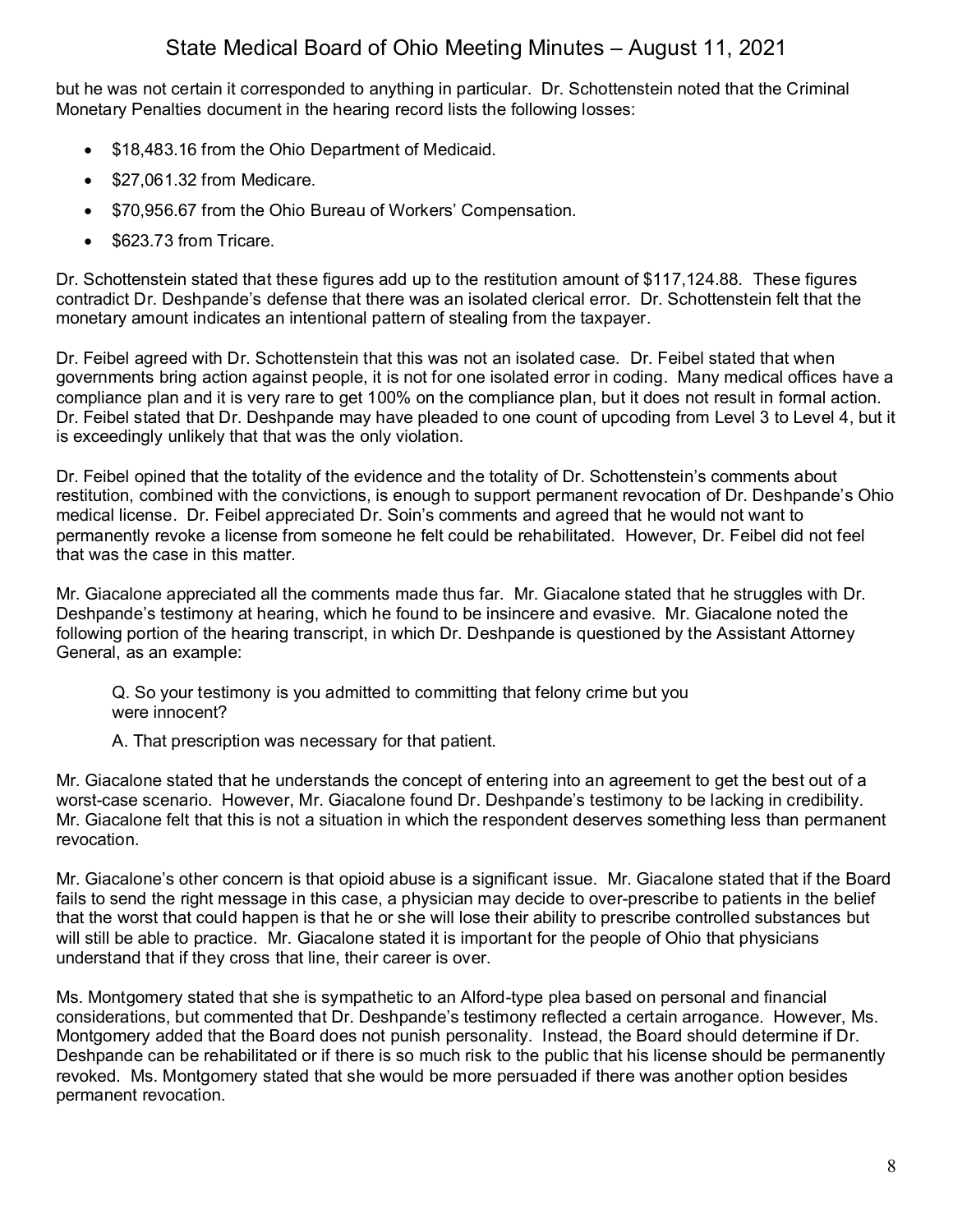but he was not certain it corresponded to anything in particular. Dr. Schottenstein noted that the Criminal Monetary Penalties document in the hearing record lists the following losses:

- $18,483.16 from the Ohio Department of Medicaid.
- $27,061.32 from Medicare.
- $70,956.67 from the Ohio Bureau of Workers' Compensation.
- $623.73 from Tricare.

Dr. Schottenstein stated that these figures add up to the restitution amount of $117,124.88. These figures contradict Dr. Deshpande's defense that there was an isolated clerical error. Dr. Schottenstein felt that the monetary amount indicates an intentional pattern of stealing from the taxpayer.

Dr. Feibel agreed with Dr. Schottenstein that this was not an isolated case. Dr. Feibel stated that when governments bring action against people, it is not for one isolated error in coding. Many medical offices have a compliance plan and it is very rare to get 100% on the compliance plan, but it does not result in formal action. Dr. Feibel stated that Dr. Deshpande may have pleaded to one count of upcoding from Level 3 to Level 4, but it is exceedingly unlikely that that was the only violation.

Dr. Feibel opined that the totality of the evidence and the totality of Dr. Schottenstein's comments about restitution, combined with the convictions, is enough to support permanent revocation of Dr. Deshpande's Ohio medical license. Dr. Feibel appreciated Dr. Soin's comments and agreed that he would not want to permanently revoke a license from someone he felt could be rehabilitated. However, Dr. Feibel did not feel that was the case in this matter.

Mr. Giacalone appreciated all the comments made thus far. Mr. Giacalone stated that he struggles with Dr. Deshpande's testimony at hearing, which he found to be insincere and evasive. Mr. Giacalone noted the following portion of the hearing transcript, in which Dr. Deshpande is questioned by the Assistant Attorney General, as an example:

> Q. So your testimony is you admitted to committing that felony crime but you were innocent?
>
> A. That prescription was necessary for that patient.

Mr. Giacalone stated that he understands the concept of entering into an agreement to get the best out of a worst-case scenario. However, Mr. Giacalone found Dr. Deshpande's testimony to be lacking in credibility. Mr. Giacalone felt that this is not a situation in which the respondent deserves something less than permanent revocation.

Mr. Giacalone's other concern is that opioid abuse is a significant issue. Mr. Giacalone stated that if the Board fails to send the right message in this case, a physician may decide to over-prescribe to patients in the belief that the worst that could happen is that he or she will lose their ability to prescribe controlled substances but will still be able to practice. Mr. Giacalone stated it is important for the people of Ohio that physicians understand that if they cross that line, their career is over.

Ms. Montgomery stated that she is sympathetic to an Alford-type plea based on personal and financial considerations, but commented that Dr. Deshpande's testimony reflected a certain arrogance. However, Ms. Montgomery added that the Board does not punish personality. Instead, the Board should determine if Dr. Deshpande can be rehabilitated or if there is so much risk to the public that his license should be permanently revoked. Ms. Montgomery stated that she would be more persuaded if there was another option besides permanent revocation.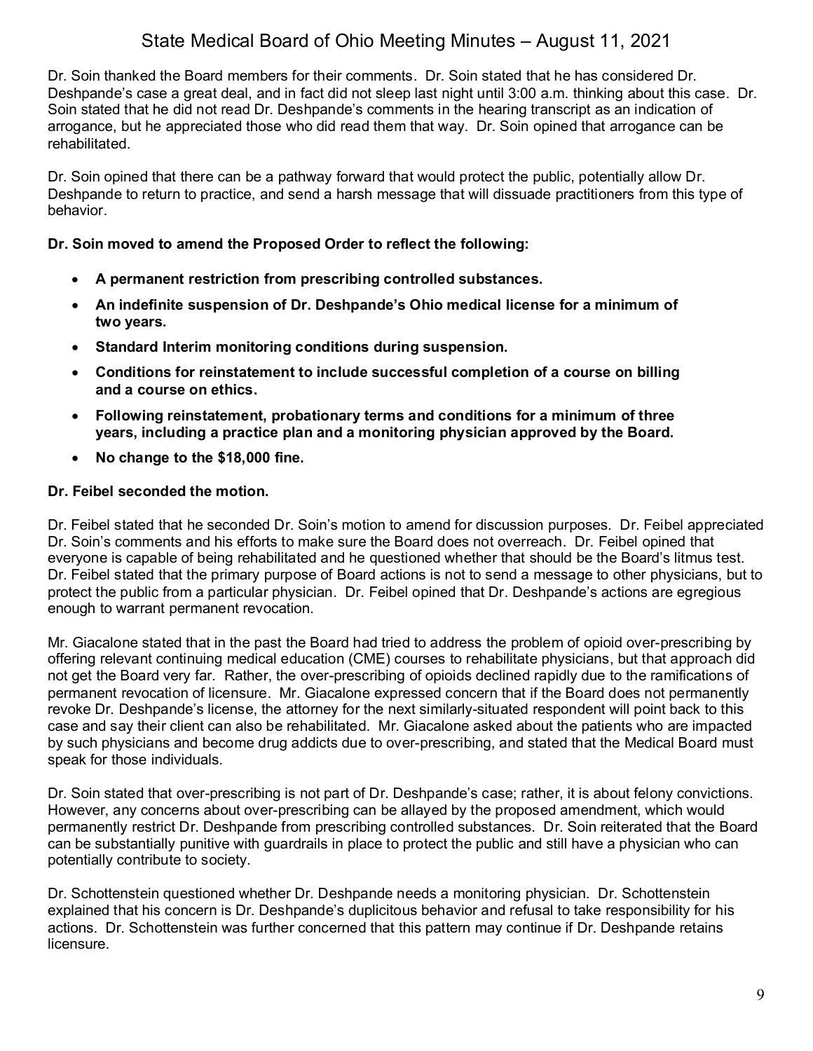Dr. Soin thanked the Board members for their comments. Dr. Soin stated that he has considered Dr. Deshpande's case a great deal, and in fact did not sleep last night until 3:00 a.m. thinking about this case. Dr. Soin stated that he did not read Dr. Deshpande's comments in the hearing transcript as an indication of arrogance, but he appreciated those who did read them that way. Dr. Soin opined that arrogance can be rehabilitated.

Dr. Soin opined that there can be a pathway forward that would protect the public, potentially allow Dr. Deshpande to return to practice, and send a harsh message that will dissuade practitioners from this type of behavior.

**Dr. Soin moved to amend the Proposed Order to reflect the following:**

- **A permanent restriction from prescribing controlled substances.**
- **An indefinite suspension of Dr. Deshpande's Ohio medical license for a minimum of two years.**
- **Standard Interim monitoring conditions during suspension.**
- **Conditions for reinstatement to include successful completion of a course on billing and a course on ethics.**
- **Following reinstatement, probationary terms and conditions for a minimum of three years, including a practice plan and a monitoring physician approved by the Board.**
- **No change to the $18,000 fine.**

**Dr. Feibel seconded the motion.**

Dr. Feibel stated that he seconded Dr. Soin's motion to amend for discussion purposes. Dr. Feibel appreciated Dr. Soin's comments and his efforts to make sure the Board does not overreach. Dr. Feibel opined that everyone is capable of being rehabilitated and he questioned whether that should be the Board's litmus test. Dr. Feibel stated that the primary purpose of Board actions is not to send a message to other physicians, but to protect the public from a particular physician. Dr. Feibel opined that Dr. Deshpande's actions are egregious enough to warrant permanent revocation.

Mr. Giacalone stated that in the past the Board had tried to address the problem of opioid over-prescribing by offering relevant continuing medical education (CME) courses to rehabilitate physicians, but that approach did not get the Board very far. Rather, the over-prescribing of opioids declined rapidly due to the ramifications of permanent revocation of licensure. Mr. Giacalone expressed concern that if the Board does not permanently revoke Dr. Deshpande's license, the attorney for the next similarly-situated respondent will point back to this case and say their client can also be rehabilitated. Mr. Giacalone asked about the patients who are impacted by such physicians and become drug addicts due to over-prescribing, and stated that the Medical Board must speak for those individuals.

Dr. Soin stated that over-prescribing is not part of Dr. Deshpande's case; rather, it is about felony convictions. However, any concerns about over-prescribing can be allayed by the proposed amendment, which would permanently restrict Dr. Deshpande from prescribing controlled substances. Dr. Soin reiterated that the Board can be substantially punitive with guardrails in place to protect the public and still have a physician who can potentially contribute to society.

Dr. Schottenstein questioned whether Dr. Deshpande needs a monitoring physician. Dr. Schottenstein explained that his concern is Dr. Deshpande's duplicitous behavior and refusal to take responsibility for his actions. Dr. Schottenstein was further concerned that this pattern may continue if Dr. Deshpande retains licensure.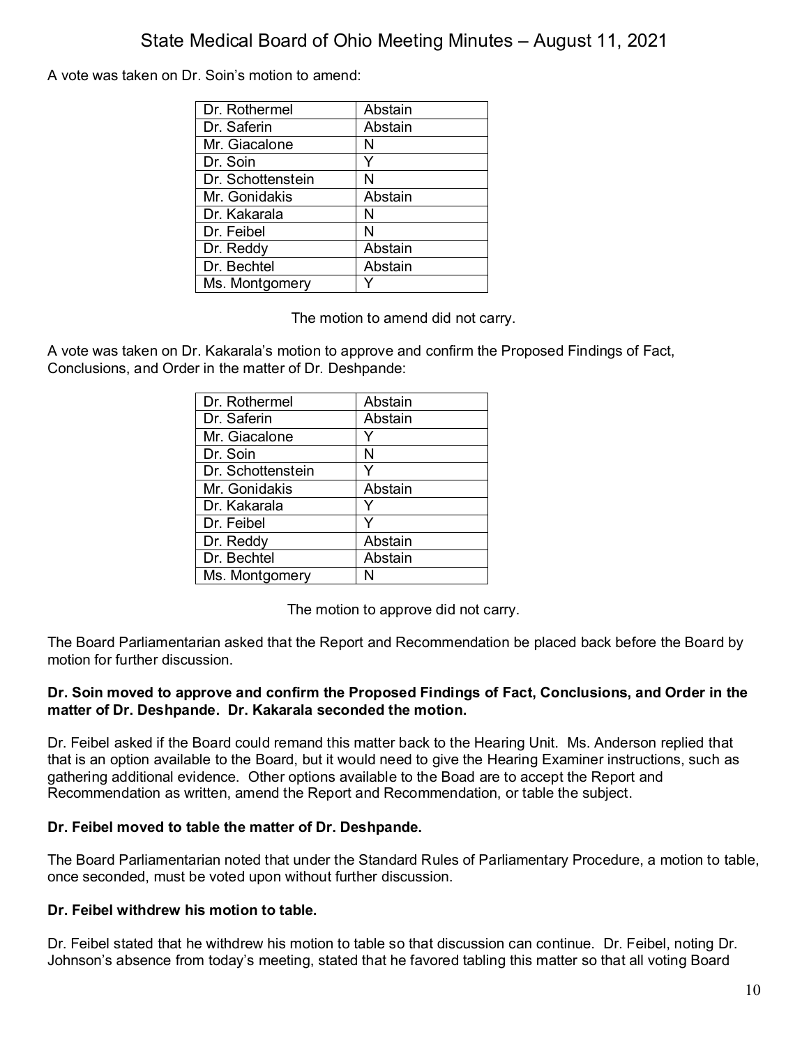A vote was taken on Dr. Soin's motion to amend:

| Dr. Rothermel | Abstain |
|---|---|
| Dr. Saferin | Abstain |
| Mr. Giacalone | N |
| Dr. Soin | Y |
| Dr. Schottenstein | N |
| Mr. Gonidakis | Abstain |
| Dr. Kakarala | N |
| Dr. Feibel | N |
| Dr. Reddy | Abstain |
| Dr. Bechtel | Abstain |
| Ms. Montgomery | Y |

The motion to amend did not carry.

A vote was taken on Dr. Kakarala's motion to approve and confirm the Proposed Findings of Fact, Conclusions, and Order in the matter of Dr. Deshpande:

| Dr. Rothermel | Abstain |
|---|---|
| Dr. Saferin | Abstain |
| Mr. Giacalone | Y |
| Dr. Soin | N |
| Dr. Schottenstein | Y |
| Mr. Gonidakis | Abstain |
| Dr. Kakarala | Y |
| Dr. Feibel | Y |
| Dr. Reddy | Abstain |
| Dr. Bechtel | Abstain |
| Ms. Montgomery | N |

The motion to approve did not carry.

The Board Parliamentarian asked that the Report and Recommendation be placed back before the Board by motion for further discussion.

**Dr. Soin moved to approve and confirm the Proposed Findings of Fact, Conclusions, and Order in the matter of Dr. Deshpande. Dr. Kakarala seconded the motion.**

Dr. Feibel asked if the Board could remand this matter back to the Hearing Unit. Ms. Anderson replied that that is an option available to the Board, but it would need to give the Hearing Examiner instructions, such as gathering additional evidence. Other options available to the Boad are to accept the Report and Recommendation as written, amend the Report and Recommendation, or table the subject.

**Dr. Feibel moved to table the matter of Dr. Deshpande.**

The Board Parliamentarian noted that under the Standard Rules of Parliamentary Procedure, a motion to table, once seconded, must be voted upon without further discussion.

**Dr. Feibel withdrew his motion to table.**

Dr. Feibel stated that he withdrew his motion to table so that discussion can continue. Dr. Feibel, noting Dr. Johnson's absence from today's meeting, stated that he favored tabling this matter so that all voting Board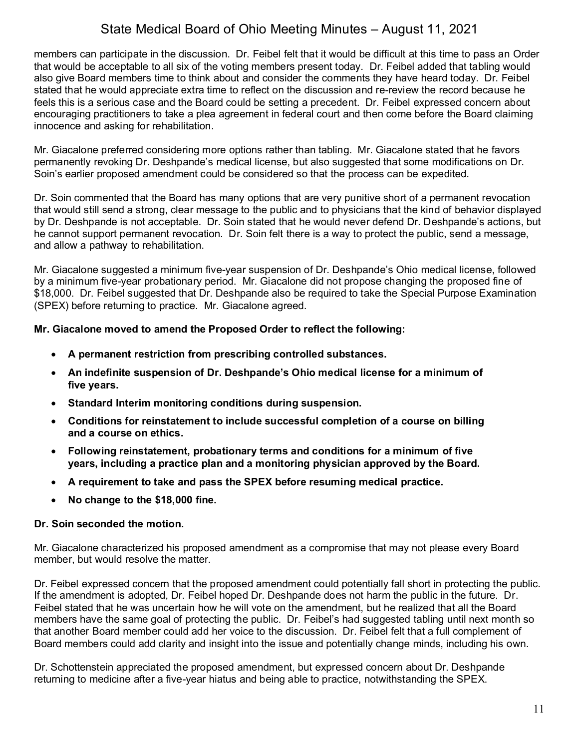members can participate in the discussion. Dr. Feibel felt that it would be difficult at this time to pass an Order that would be acceptable to all six of the voting members present today. Dr. Feibel added that tabling would also give Board members time to think about and consider the comments they have heard today. Dr. Feibel stated that he would appreciate extra time to reflect on the discussion and re-review the record because he feels this is a serious case and the Board could be setting a precedent. Dr. Feibel expressed concern about encouraging practitioners to take a plea agreement in federal court and then come before the Board claiming innocence and asking for rehabilitation.

Mr. Giacalone preferred considering more options rather than tabling. Mr. Giacalone stated that he favors permanently revoking Dr. Deshpande's medical license, but also suggested that some modifications on Dr. Soin's earlier proposed amendment could be considered so that the process can be expedited.

Dr. Soin commented that the Board has many options that are very punitive short of a permanent revocation that would still send a strong, clear message to the public and to physicians that the kind of behavior displayed by Dr. Deshpande is not acceptable. Dr. Soin stated that he would never defend Dr. Deshpande's actions, but he cannot support permanent revocation. Dr. Soin felt there is a way to protect the public, send a message, and allow a pathway to rehabilitation.

Mr. Giacalone suggested a minimum five-year suspension of Dr. Deshpande's Ohio medical license, followed by a minimum five-year probationary period. Mr. Giacalone did not propose changing the proposed fine of $18,000. Dr. Feibel suggested that Dr. Deshpande also be required to take the Special Purpose Examination (SPEX) before returning to practice. Mr. Giacalone agreed.

**Mr. Giacalone moved to amend the Proposed Order to reflect the following:**

- **A permanent restriction from prescribing controlled substances.**
- **An indefinite suspension of Dr. Deshpande's Ohio medical license for a minimum of five years.**
- **Standard Interim monitoring conditions during suspension.**
- **Conditions for reinstatement to include successful completion of a course on billing and a course on ethics.**
- **Following reinstatement, probationary terms and conditions for a minimum of five years, including a practice plan and a monitoring physician approved by the Board.**
- **A requirement to take and pass the SPEX before resuming medical practice.**
- **No change to the $18,000 fine.**

**Dr. Soin seconded the motion.**

Mr. Giacalone characterized his proposed amendment as a compromise that may not please every Board member, but would resolve the matter.

Dr. Feibel expressed concern that the proposed amendment could potentially fall short in protecting the public. If the amendment is adopted, Dr. Feibel hoped Dr. Deshpande does not harm the public in the future. Dr. Feibel stated that he was uncertain how he will vote on the amendment, but he realized that all the Board members have the same goal of protecting the public. Dr. Feibel's had suggested tabling until next month so that another Board member could add her voice to the discussion. Dr. Feibel felt that a full complement of Board members could add clarity and insight into the issue and potentially change minds, including his own.

Dr. Schottenstein appreciated the proposed amendment, but expressed concern about Dr. Deshpande returning to medicine after a five-year hiatus and being able to practice, notwithstanding the SPEX.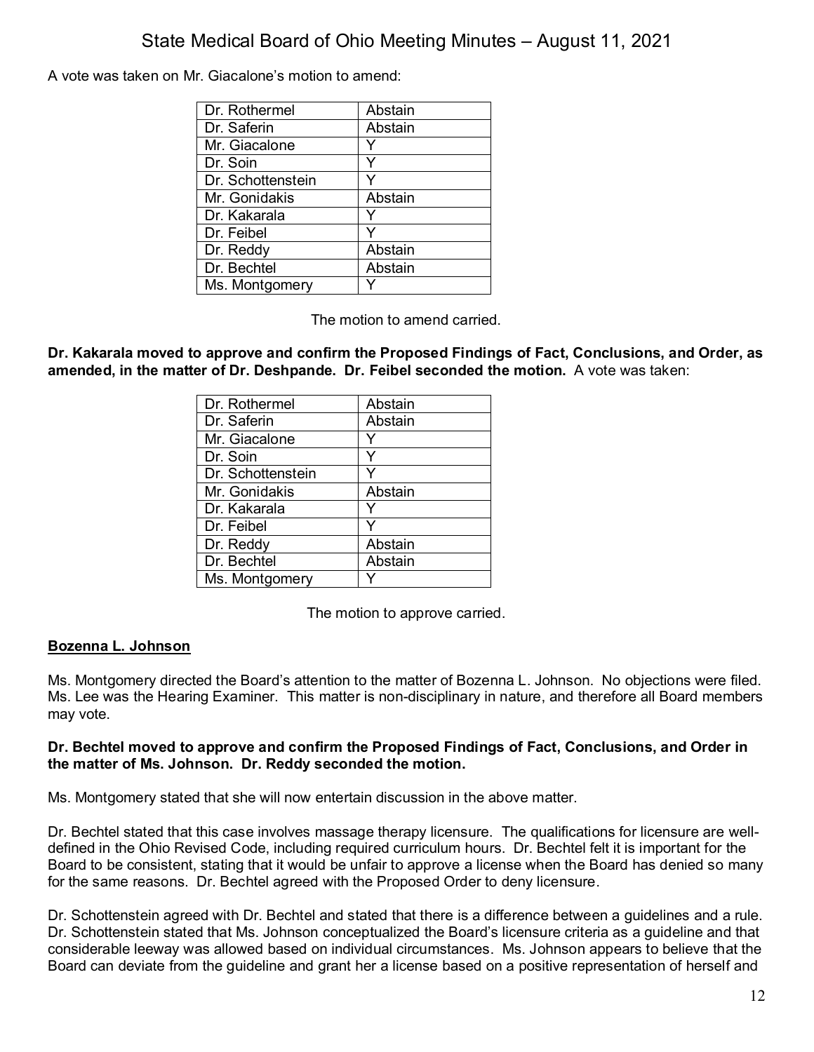A vote was taken on Mr. Giacalone's motion to amend:

| | |
|---|---|
| Dr. Rothermel | Abstain |
| Dr. Saferin | Abstain |
| Mr. Giacalone | Y |
| Dr. Soin | Y |
| Dr. Schottenstein | Y |
| Mr. Gonidakis | Abstain |
| Dr. Kakarala | Y |
| Dr. Feibel | Y |
| Dr. Reddy | Abstain |
| Dr. Bechtel | Abstain |
| Ms. Montgomery | Y |

The motion to amend carried.

**Dr. Kakarala moved to approve and confirm the Proposed Findings of Fact, Conclusions, and Order, as amended, in the matter of Dr. Deshpande. Dr. Feibel seconded the motion.** A vote was taken:

| | |
|---|---|
| Dr. Rothermel | Abstain |
| Dr. Saferin | Abstain |
| Mr. Giacalone | Y |
| Dr. Soin | Y |
| Dr. Schottenstein | Y |
| Mr. Gonidakis | Abstain |
| Dr. Kakarala | Y |
| Dr. Feibel | Y |
| Dr. Reddy | Abstain |
| Dr. Bechtel | Abstain |
| Ms. Montgomery | Y |

The motion to approve carried.

**Bozenna L. Johnson**

Ms. Montgomery directed the Board's attention to the matter of Bozenna L. Johnson. No objections were filed. Ms. Lee was the Hearing Examiner. This matter is non-disciplinary in nature, and therefore all Board members may vote.

**Dr. Bechtel moved to approve and confirm the Proposed Findings of Fact, Conclusions, and Order in the matter of Ms. Johnson. Dr. Reddy seconded the motion.**

Ms. Montgomery stated that she will now entertain discussion in the above matter.

Dr. Bechtel stated that this case involves massage therapy licensure. The qualifications for licensure are well-defined in the Ohio Revised Code, including required curriculum hours. Dr. Bechtel felt it is important for the Board to be consistent, stating that it would be unfair to approve a license when the Board has denied so many for the same reasons. Dr. Bechtel agreed with the Proposed Order to deny licensure.

Dr. Schottenstein agreed with Dr. Bechtel and stated that there is a difference between a guidelines and a rule. Dr. Schottenstein stated that Ms. Johnson conceptualized the Board's licensure criteria as a guideline and that considerable leeway was allowed based on individual circumstances. Ms. Johnson appears to believe that the Board can deviate from the guideline and grant her a license based on a positive representation of herself and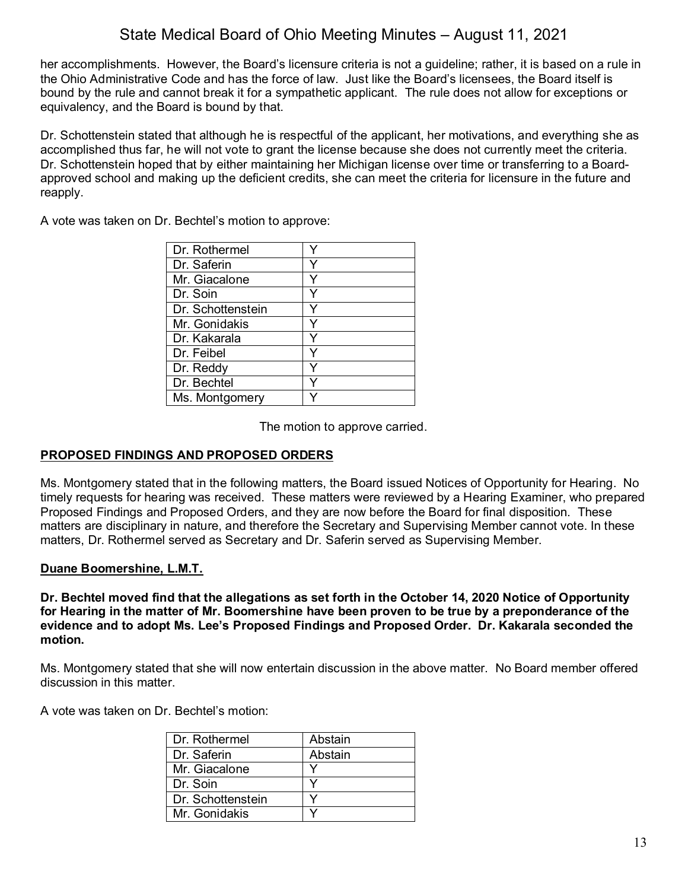her accomplishments. However, the Board's licensure criteria is not a guideline; rather, it is based on a rule in the Ohio Administrative Code and has the force of law. Just like the Board's licensees, the Board itself is bound by the rule and cannot break it for a sympathetic applicant. The rule does not allow for exceptions or equivalency, and the Board is bound by that.

Dr. Schottenstein stated that although he is respectful of the applicant, her motivations, and everything she as accomplished thus far, he will not vote to grant the license because she does not currently meet the criteria. Dr. Schottenstein hoped that by either maintaining her Michigan license over time or transferring to a Board-approved school and making up the deficient credits, she can meet the criteria for licensure in the future and reapply.

A vote was taken on Dr. Bechtel's motion to approve:

| | |
|---|---|
| Dr. Rothermel | Y |
| Dr. Saferin | Y |
| Mr. Giacalone | Y |
| Dr. Soin | Y |
| Dr. Schottenstein | Y |
| Mr. Gonidakis | Y |
| Dr. Kakarala | Y |
| Dr. Feibel | Y |
| Dr. Reddy | Y |
| Dr. Bechtel | Y |
| Ms. Montgomery | Y |

The motion to approve carried.

## PROPOSED FINDINGS AND PROPOSED ORDERS

Ms. Montgomery stated that in the following matters, the Board issued Notices of Opportunity for Hearing. No timely requests for hearing was received. These matters were reviewed by a Hearing Examiner, who prepared Proposed Findings and Proposed Orders, and they are now before the Board for final disposition. These matters are disciplinary in nature, and therefore the Secretary and Supervising Member cannot vote. In these matters, Dr. Rothermel served as Secretary and Dr. Saferin served as Supervising Member.

### Duane Boomershine, L.M.T.

**Dr. Bechtel moved find that the allegations as set forth in the October 14, 2020 Notice of Opportunity for Hearing in the matter of Mr. Boomershine have been proven to be true by a preponderance of the evidence and to adopt Ms. Lee's Proposed Findings and Proposed Order. Dr. Kakarala seconded the motion.**

Ms. Montgomery stated that she will now entertain discussion in the above matter. No Board member offered discussion in this matter.

A vote was taken on Dr. Bechtel's motion:

| | |
|---|---|
| Dr. Rothermel | Abstain |
| Dr. Saferin | Abstain |
| Mr. Giacalone | Y |
| Dr. Soin | Y |
| Dr. Schottenstein | Y |
| Mr. Gonidakis | Y |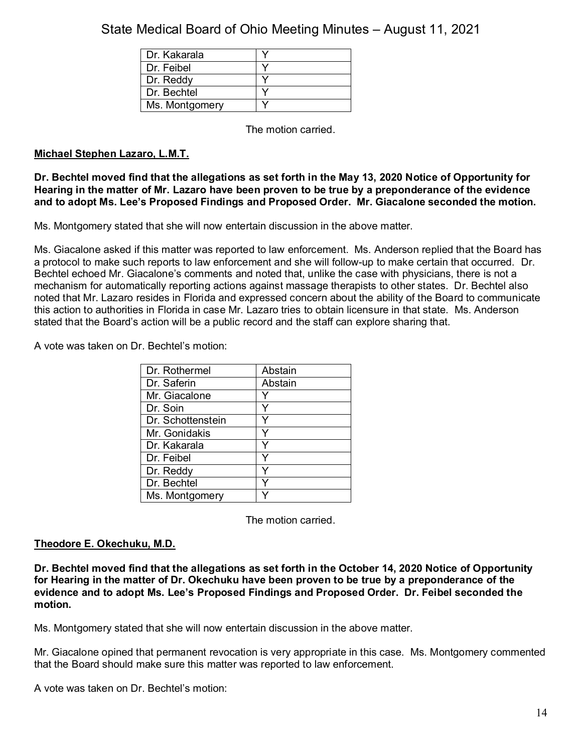| | |
|---|---|
| Dr. Kakarala | Y |
| Dr. Feibel | Y |
| Dr. Reddy | Y |
| Dr. Bechtel | Y |
| Ms. Montgomery | Y |

The motion carried.

**Michael Stephen Lazaro, L.M.T.**

**Dr. Bechtel moved find that the allegations as set forth in the May 13, 2020 Notice of Opportunity for Hearing in the matter of Mr. Lazaro have been proven to be true by a preponderance of the evidence and to adopt Ms. Lee's Proposed Findings and Proposed Order. Mr. Giacalone seconded the motion.**

Ms. Montgomery stated that she will now entertain discussion in the above matter.

Ms. Giacalone asked if this matter was reported to law enforcement. Ms. Anderson replied that the Board has a protocol to make such reports to law enforcement and she will follow-up to make certain that occurred. Dr. Bechtel echoed Mr. Giacalone's comments and noted that, unlike the case with physicians, there is not a mechanism for automatically reporting actions against massage therapists to other states. Dr. Bechtel also noted that Mr. Lazaro resides in Florida and expressed concern about the ability of the Board to communicate this action to authorities in Florida in case Mr. Lazaro tries to obtain licensure in that state. Ms. Anderson stated that the Board's action will be a public record and the staff can explore sharing that.

A vote was taken on Dr. Bechtel's motion:

| | |
|---|---|
| Dr. Rothermel | Abstain |
| Dr. Saferin | Abstain |
| Mr. Giacalone | Y |
| Dr. Soin | Y |
| Dr. Schottenstein | Y |
| Mr. Gonidakis | Y |
| Dr. Kakarala | Y |
| Dr. Feibel | Y |
| Dr. Reddy | Y |
| Dr. Bechtel | Y |
| Ms. Montgomery | Y |

The motion carried.

**Theodore E. Okechuku, M.D.**

**Dr. Bechtel moved find that the allegations as set forth in the October 14, 2020 Notice of Opportunity for Hearing in the matter of Dr. Okechuku have been proven to be true by a preponderance of the evidence and to adopt Ms. Lee's Proposed Findings and Proposed Order. Dr. Feibel seconded the motion.**

Ms. Montgomery stated that she will now entertain discussion in the above matter.

Mr. Giacalone opined that permanent revocation is very appropriate in this case. Ms. Montgomery commented that the Board should make sure this matter was reported to law enforcement.

A vote was taken on Dr. Bechtel's motion: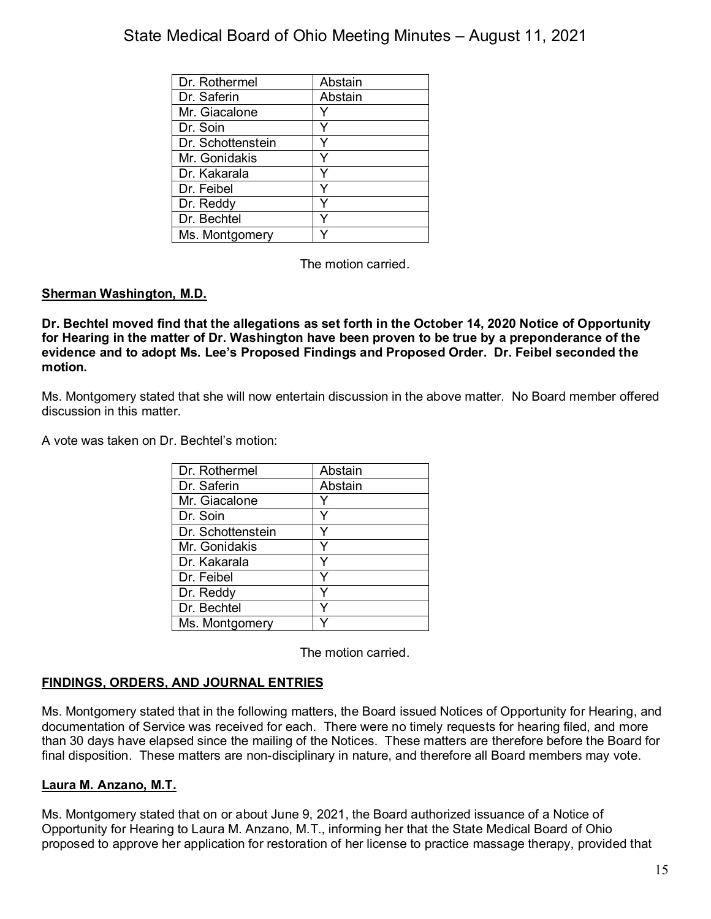| Dr. Rothermel | Abstain |
|---|---|
| Dr. Saferin | Abstain |
| Mr. Giacalone | Y |
| Dr. Soin | Y |
| Dr. Schottenstein | Y |
| Mr. Gonidakis | Y |
| Dr. Kakarala | Y |
| Dr. Feibel | Y |
| Dr. Reddy | Y |
| Dr. Bechtel | Y |
| Ms. Montgomery | Y |

The motion carried.

**Sherman Washington, M.D.**

**Dr. Bechtel moved find that the allegations as set forth in the October 14, 2020 Notice of Opportunity for Hearing in the matter of Dr. Washington have been proven to be true by a preponderance of the evidence and to adopt Ms. Lee's Proposed Findings and Proposed Order. Dr. Feibel seconded the motion.**

Ms. Montgomery stated that she will now entertain discussion in the above matter. No Board member offered discussion in this matter.

A vote was taken on Dr. Bechtel's motion:

| Dr. Rothermel | Abstain |
|---|---|
| Dr. Saferin | Abstain |
| Mr. Giacalone | Y |
| Dr. Soin | Y |
| Dr. Schottenstein | Y |
| Mr. Gonidakis | Y |
| Dr. Kakarala | Y |
| Dr. Feibel | Y |
| Dr. Reddy | Y |
| Dr. Bechtel | Y |
| Ms. Montgomery | Y |

The motion carried.

**FINDINGS, ORDERS, AND JOURNAL ENTRIES**

Ms. Montgomery stated that in the following matters, the Board issued Notices of Opportunity for Hearing, and documentation of Service was received for each. There were no timely requests for hearing filed, and more than 30 days have elapsed since the mailing of the Notices. These matters are therefore before the Board for final disposition. These matters are non-disciplinary in nature, and therefore all Board members may vote.

**Laura M. Anzano, M.T.**

Ms. Montgomery stated that on or about June 9, 2021, the Board authorized issuance of a Notice of Opportunity for Hearing to Laura M. Anzano, M.T., informing her that the State Medical Board of Ohio proposed to approve her application for restoration of her license to practice massage therapy, provided that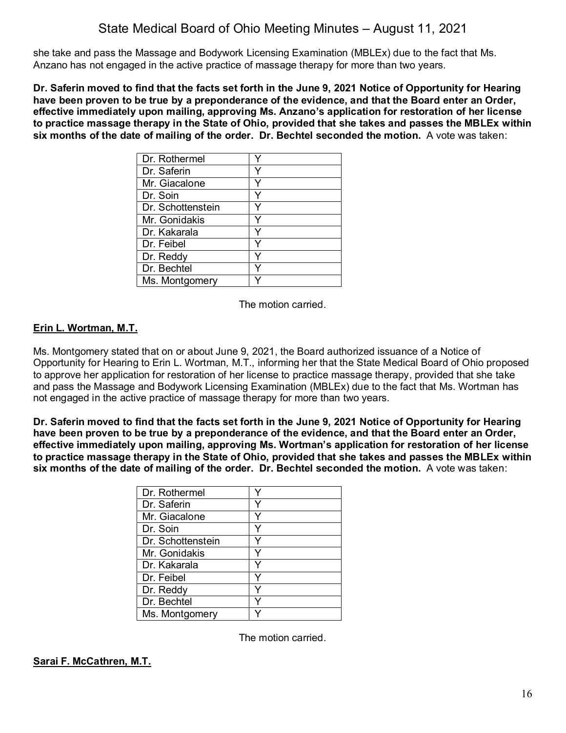she take and pass the Massage and Bodywork Licensing Examination (MBLEx) due to the fact that Ms. Anzano has not engaged in the active practice of massage therapy for more than two years.

**Dr. Saferin moved to find that the facts set forth in the June 9, 2021 Notice of Opportunity for Hearing have been proven to be true by a preponderance of the evidence, and that the Board enter an Order, effective immediately upon mailing, approving Ms. Anzano's application for restoration of her license to practice massage therapy in the State of Ohio, provided that she takes and passes the MBLEx within six months of the date of mailing of the order. Dr. Bechtel seconded the motion.** A vote was taken:

| | |
|---|---|
| Dr. Rothermel | Y |
| Dr. Saferin | Y |
| Mr. Giacalone | Y |
| Dr. Soin | Y |
| Dr. Schottenstein | Y |
| Mr. Gonidakis | Y |
| Dr. Kakarala | Y |
| Dr. Feibel | Y |
| Dr. Reddy | Y |
| Dr. Bechtel | Y |
| Ms. Montgomery | Y |

The motion carried.

**<u>Erin L. Wortman, M.T.</u>**

Ms. Montgomery stated that on or about June 9, 2021, the Board authorized issuance of a Notice of Opportunity for Hearing to Erin L. Wortman, M.T., informing her that the State Medical Board of Ohio proposed to approve her application for restoration of her license to practice massage therapy, provided that she take and pass the Massage and Bodywork Licensing Examination (MBLEx) due to the fact that Ms. Wortman has not engaged in the active practice of massage therapy for more than two years.

**Dr. Saferin moved to find that the facts set forth in the June 9, 2021 Notice of Opportunity for Hearing have been proven to be true by a preponderance of the evidence, and that the Board enter an Order, effective immediately upon mailing, approving Ms. Wortman's application for restoration of her license to practice massage therapy in the State of Ohio, provided that she takes and passes the MBLEx within six months of the date of mailing of the order. Dr. Bechtel seconded the motion.** A vote was taken:

| | |
|---|---|
| Dr. Rothermel | Y |
| Dr. Saferin | Y |
| Mr. Giacalone | Y |
| Dr. Soin | Y |
| Dr. Schottenstein | Y |
| Mr. Gonidakis | Y |
| Dr. Kakarala | Y |
| Dr. Feibel | Y |
| Dr. Reddy | Y |
| Dr. Bechtel | Y |
| Ms. Montgomery | Y |

The motion carried.

**<u>Sarai F. McCathren, M.T.</u>**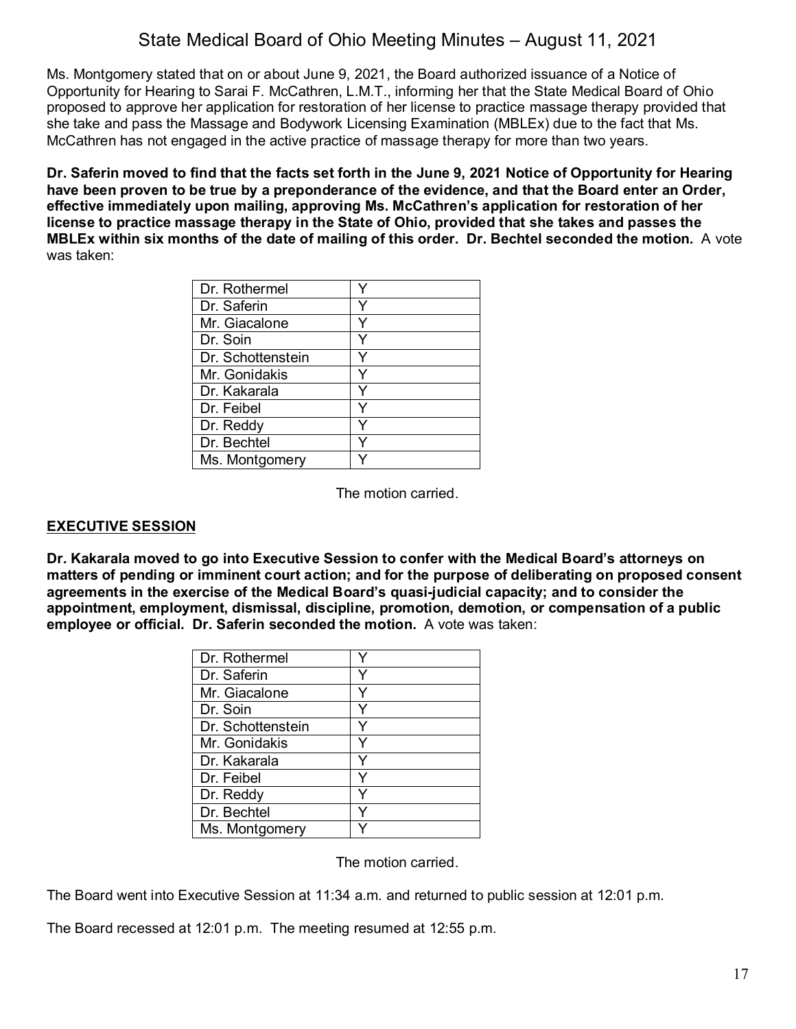Ms. Montgomery stated that on or about June 9, 2021, the Board authorized issuance of a Notice of Opportunity for Hearing to Sarai F. McCathren, L.M.T., informing her that the State Medical Board of Ohio proposed to approve her application for restoration of her license to practice massage therapy provided that she take and pass the Massage and Bodywork Licensing Examination (MBLEx) due to the fact that Ms. McCathren has not engaged in the active practice of massage therapy for more than two years.

**Dr. Saferin moved to find that the facts set forth in the June 9, 2021 Notice of Opportunity for Hearing have been proven to be true by a preponderance of the evidence, and that the Board enter an Order, effective immediately upon mailing, approving Ms. McCathren's application for restoration of her license to practice massage therapy in the State of Ohio, provided that she takes and passes the MBLEx within six months of the date of mailing of this order. Dr. Bechtel seconded the motion.** A vote was taken:

| | |
|---|---|
| Dr. Rothermel | Y |
| Dr. Saferin | Y |
| Mr. Giacalone | Y |
| Dr. Soin | Y |
| Dr. Schottenstein | Y |
| Mr. Gonidakis | Y |
| Dr. Kakarala | Y |
| Dr. Feibel | Y |
| Dr. Reddy | Y |
| Dr. Bechtel | Y |
| Ms. Montgomery | Y |

The motion carried.

## EXECUTIVE SESSION

**Dr. Kakarala moved to go into Executive Session to confer with the Medical Board's attorneys on matters of pending or imminent court action; and for the purpose of deliberating on proposed consent agreements in the exercise of the Medical Board's quasi-judicial capacity; and to consider the appointment, employment, dismissal, discipline, promotion, demotion, or compensation of a public employee or official. Dr. Saferin seconded the motion.** A vote was taken:

| | |
|---|---|
| Dr. Rothermel | Y |
| Dr. Saferin | Y |
| Mr. Giacalone | Y |
| Dr. Soin | Y |
| Dr. Schottenstein | Y |
| Mr. Gonidakis | Y |
| Dr. Kakarala | Y |
| Dr. Feibel | Y |
| Dr. Reddy | Y |
| Dr. Bechtel | Y |
| Ms. Montgomery | Y |

The motion carried.

The Board went into Executive Session at 11:34 a.m. and returned to public session at 12:01 p.m.

The Board recessed at 12:01 p.m. The meeting resumed at 12:55 p.m.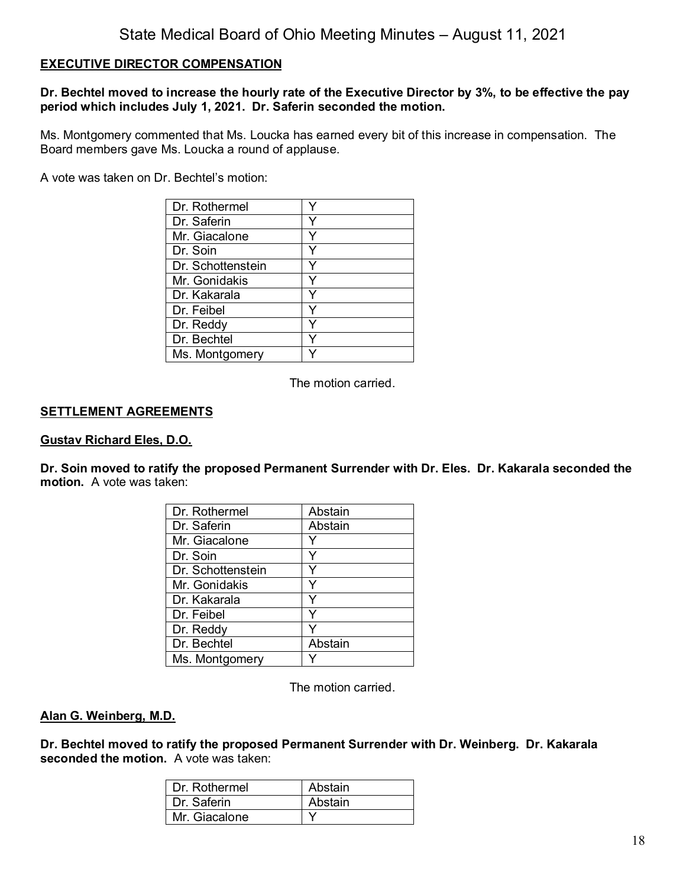## EXECUTIVE DIRECTOR COMPENSATION

**Dr. Bechtel moved to increase the hourly rate of the Executive Director by 3%, to be effective the pay period which includes July 1, 2021. Dr. Saferin seconded the motion.**

Ms. Montgomery commented that Ms. Loucka has earned every bit of this increase in compensation. The Board members gave Ms. Loucka a round of applause.

A vote was taken on Dr. Bechtel's motion:

| | |
|---|---|
| Dr. Rothermel | Y |
| Dr. Saferin | Y |
| Mr. Giacalone | Y |
| Dr. Soin | Y |
| Dr. Schottenstein | Y |
| Mr. Gonidakis | Y |
| Dr. Kakarala | Y |
| Dr. Feibel | Y |
| Dr. Reddy | Y |
| Dr. Bechtel | Y |
| Ms. Montgomery | Y |

The motion carried.

## SETTLEMENT AGREEMENTS

### Gustav Richard Eles, D.O.

**Dr. Soin moved to ratify the proposed Permanent Surrender with Dr. Eles. Dr. Kakarala seconded the motion.** A vote was taken:

| | |
|---|---|
| Dr. Rothermel | Abstain |
| Dr. Saferin | Abstain |
| Mr. Giacalone | Y |
| Dr. Soin | Y |
| Dr. Schottenstein | Y |
| Mr. Gonidakis | Y |
| Dr. Kakarala | Y |
| Dr. Feibel | Y |
| Dr. Reddy | Y |
| Dr. Bechtel | Abstain |
| Ms. Montgomery | Y |

The motion carried.

### Alan G. Weinberg, M.D.

**Dr. Bechtel moved to ratify the proposed Permanent Surrender with Dr. Weinberg. Dr. Kakarala seconded the motion.** A vote was taken:

| | |
|---|---|
| Dr. Rothermel | Abstain |
| Dr. Saferin | Abstain |
| Mr. Giacalone | Y |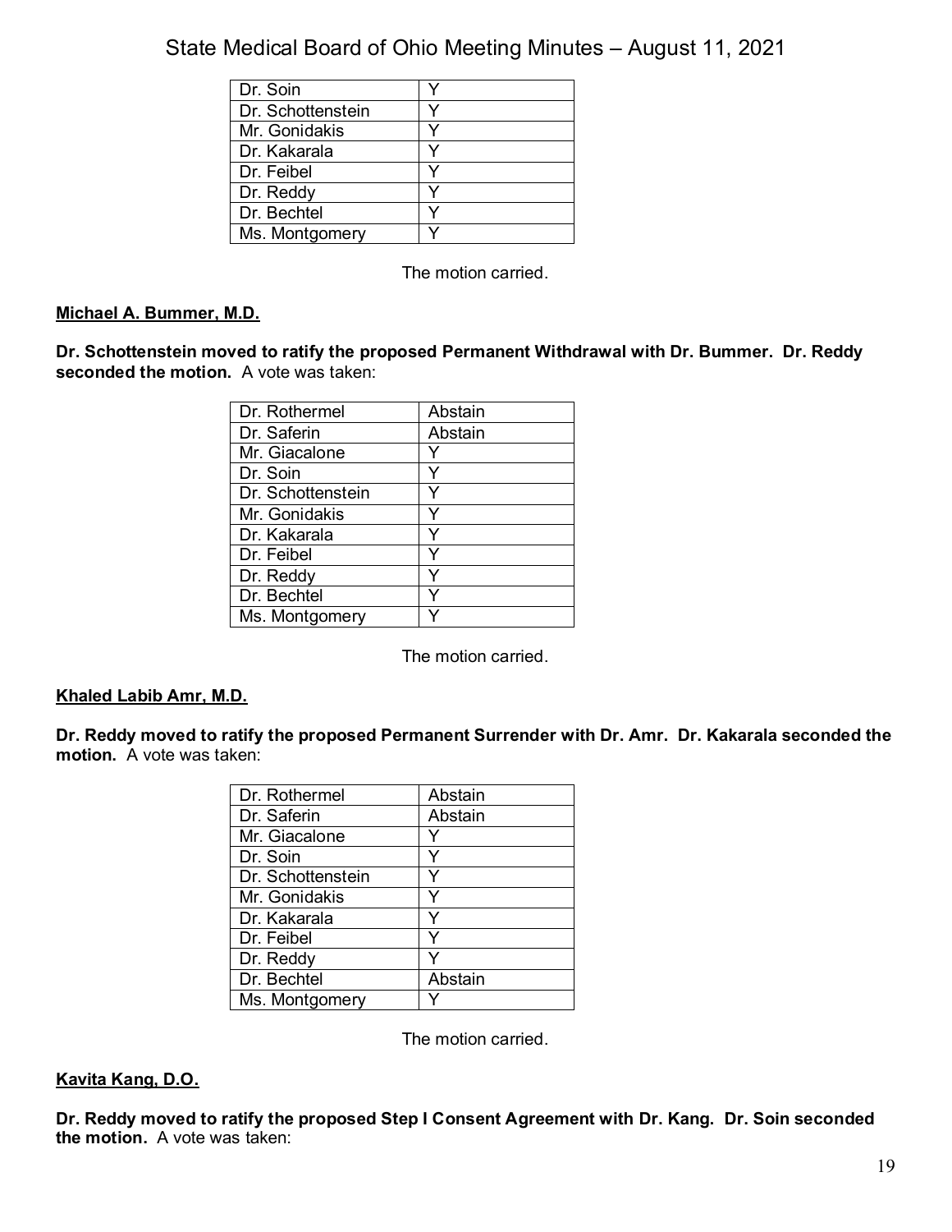| Dr. Soin | Y |
|---|---|
| Dr. Schottenstein | Y |
| Mr. Gonidakis | Y |
| Dr. Kakarala | Y |
| Dr. Feibel | Y |
| Dr. Reddy | Y |
| Dr. Bechtel | Y |
| Ms. Montgomery | Y |

The motion carried.

**Michael A. Bummer, M.D.**

**Dr. Schottenstein moved to ratify the proposed Permanent Withdrawal with Dr. Bummer. Dr. Reddy seconded the motion.** A vote was taken:

| Dr. Rothermel | Abstain |
|---|---|
| Dr. Saferin | Abstain |
| Mr. Giacalone | Y |
| Dr. Soin | Y |
| Dr. Schottenstein | Y |
| Mr. Gonidakis | Y |
| Dr. Kakarala | Y |
| Dr. Feibel | Y |
| Dr. Reddy | Y |
| Dr. Bechtel | Y |
| Ms. Montgomery | Y |

The motion carried.

**Khaled Labib Amr, M.D.**

**Dr. Reddy moved to ratify the proposed Permanent Surrender with Dr. Amr. Dr. Kakarala seconded the motion.** A vote was taken:

| Dr. Rothermel | Abstain |
|---|---|
| Dr. Saferin | Abstain |
| Mr. Giacalone | Y |
| Dr. Soin | Y |
| Dr. Schottenstein | Y |
| Mr. Gonidakis | Y |
| Dr. Kakarala | Y |
| Dr. Feibel | Y |
| Dr. Reddy | Y |
| Dr. Bechtel | Abstain |
| Ms. Montgomery | Y |

The motion carried.

**Kavita Kang, D.O.**

**Dr. Reddy moved to ratify the proposed Step I Consent Agreement with Dr. Kang. Dr. Soin seconded the motion.** A vote was taken: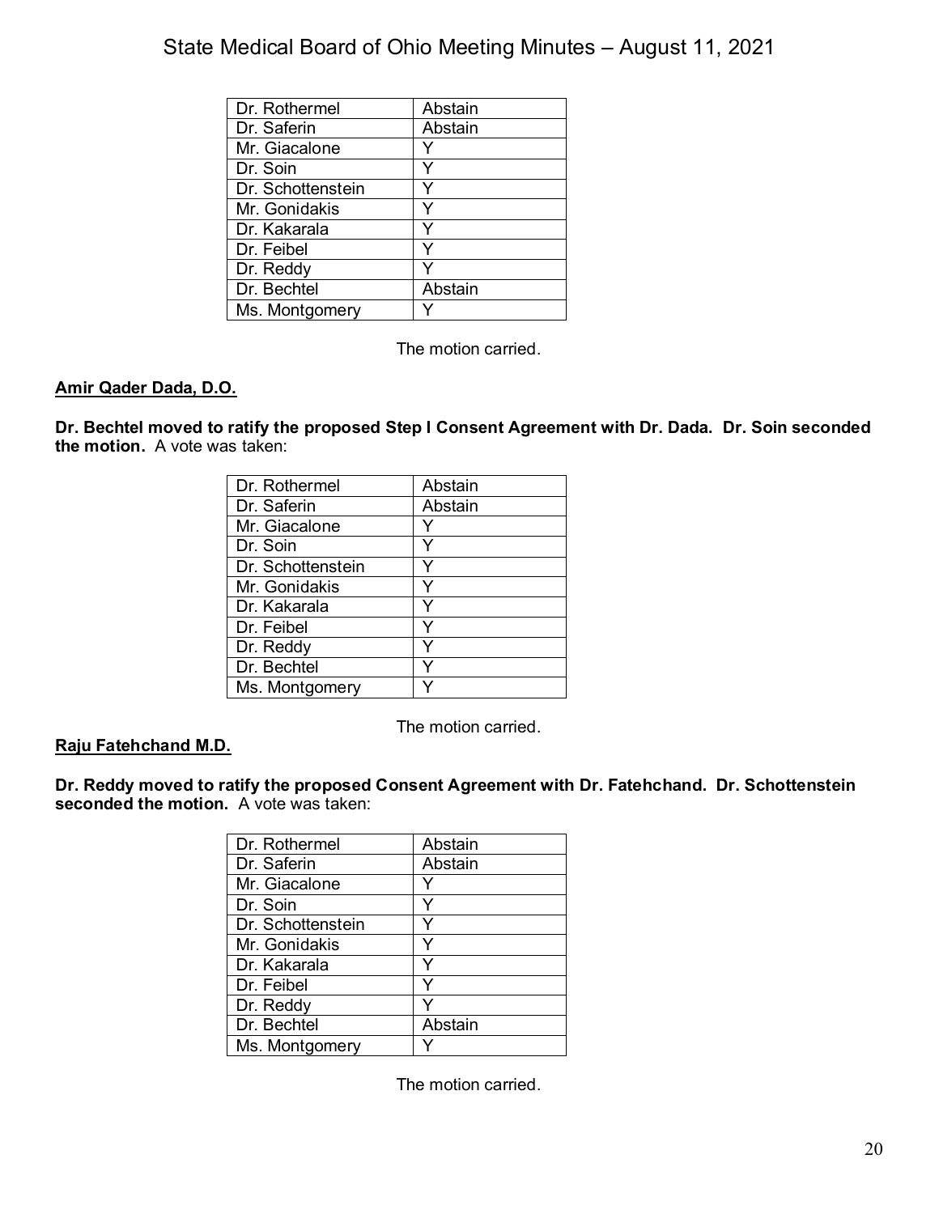| | |
|---|---|
| Dr. Rothermel | Abstain |
| Dr. Saferin | Abstain |
| Mr. Giacalone | Y |
| Dr. Soin | Y |
| Dr. Schottenstein | Y |
| Mr. Gonidakis | Y |
| Dr. Kakarala | Y |
| Dr. Feibel | Y |
| Dr. Reddy | Y |
| Dr. Bechtel | Abstain |
| Ms. Montgomery | Y |

The motion carried.

**Amir Qader Dada, D.O.**

**Dr. Bechtel moved to ratify the proposed Step I Consent Agreement with Dr. Dada. Dr. Soin seconded the motion.** A vote was taken:

| | |
|---|---|
| Dr. Rothermel | Abstain |
| Dr. Saferin | Abstain |
| Mr. Giacalone | Y |
| Dr. Soin | Y |
| Dr. Schottenstein | Y |
| Mr. Gonidakis | Y |
| Dr. Kakarala | Y |
| Dr. Feibel | Y |
| Dr. Reddy | Y |
| Dr. Bechtel | Y |
| Ms. Montgomery | Y |

The motion carried.

**Raju Fatehchand M.D.**

**Dr. Reddy moved to ratify the proposed Consent Agreement with Dr. Fatehchand. Dr. Schottenstein seconded the motion.** A vote was taken:

| | |
|---|---|
| Dr. Rothermel | Abstain |
| Dr. Saferin | Abstain |
| Mr. Giacalone | Y |
| Dr. Soin | Y |
| Dr. Schottenstein | Y |
| Mr. Gonidakis | Y |
| Dr. Kakarala | Y |
| Dr. Feibel | Y |
| Dr. Reddy | Y |
| Dr. Bechtel | Abstain |
| Ms. Montgomery | Y |

The motion carried.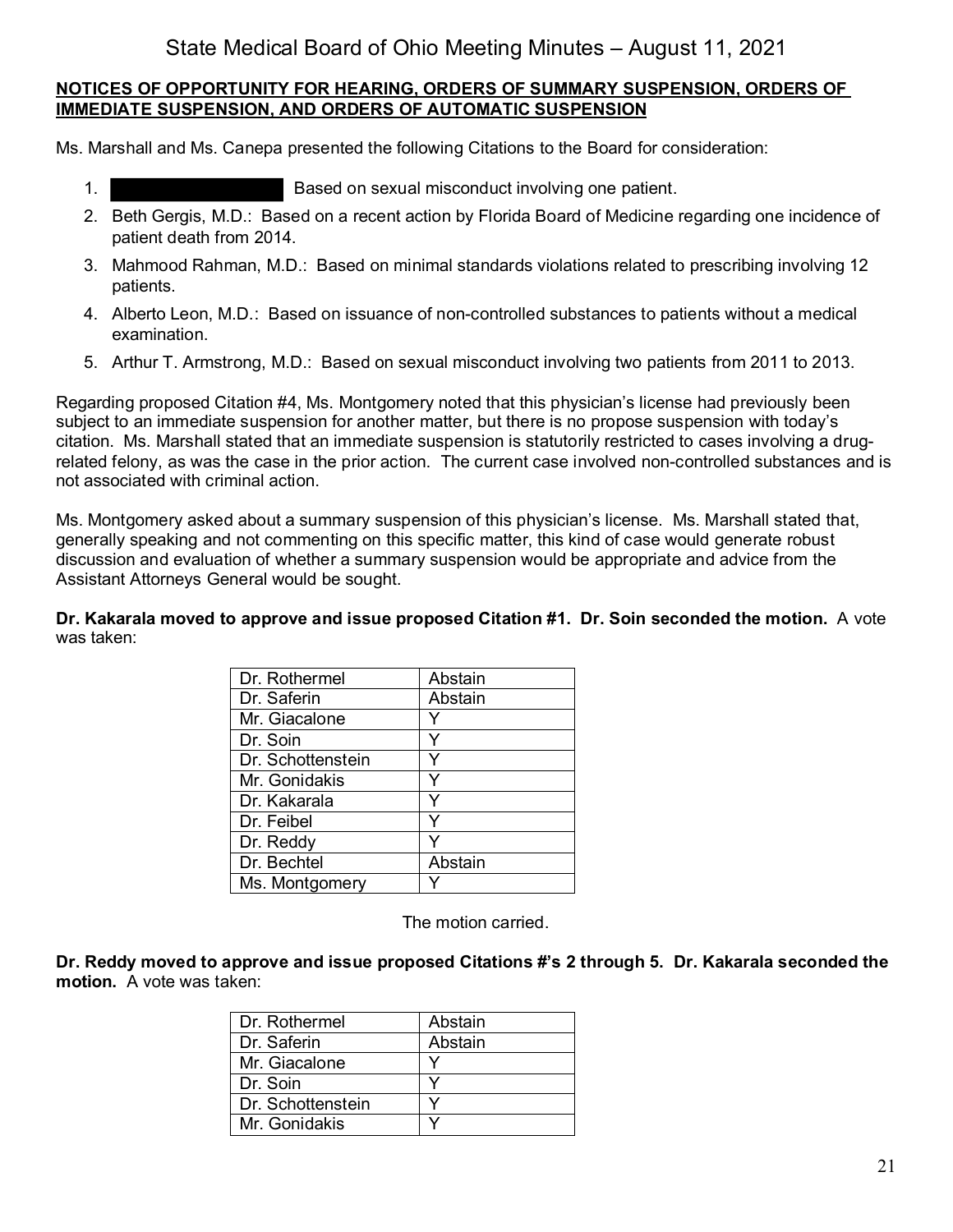**NOTICES OF OPPORTUNITY FOR HEARING, ORDERS OF SUMMARY SUSPENSION, ORDERS OF IMMEDIATE SUSPENSION, AND ORDERS OF AUTOMATIC SUSPENSION**

Ms. Marshall and Ms. Canepa presented the following Citations to the Board for consideration:

1. ████████████ Based on sexual misconduct involving one patient.
2. Beth Gergis, M.D.: Based on a recent action by Florida Board of Medicine regarding one incidence of patient death from 2014.
3. Mahmood Rahman, M.D.: Based on minimal standards violations related to prescribing involving 12 patients.
4. Alberto Leon, M.D.: Based on issuance of non-controlled substances to patients without a medical examination.
5. Arthur T. Armstrong, M.D.: Based on sexual misconduct involving two patients from 2011 to 2013.

Regarding proposed Citation #4, Ms. Montgomery noted that this physician's license had previously been subject to an immediate suspension for another matter, but there is no propose suspension with today's citation. Ms. Marshall stated that an immediate suspension is statutorily restricted to cases involving a drug-related felony, as was the case in the prior action. The current case involved non-controlled substances and is not associated with criminal action.

Ms. Montgomery asked about a summary suspension of this physician's license. Ms. Marshall stated that, generally speaking and not commenting on this specific matter, this kind of case would generate robust discussion and evaluation of whether a summary suspension would be appropriate and advice from the Assistant Attorneys General would be sought.

**Dr. Kakarala moved to approve and issue proposed Citation #1. Dr. Soin seconded the motion.** A vote was taken:

| | |
|---|---|
| Dr. Rothermel | Abstain |
| Dr. Saferin | Abstain |
| Mr. Giacalone | Y |
| Dr. Soin | Y |
| Dr. Schottenstein | Y |
| Mr. Gonidakis | Y |
| Dr. Kakarala | Y |
| Dr. Feibel | Y |
| Dr. Reddy | Y |
| Dr. Bechtel | Abstain |
| Ms. Montgomery | Y |

The motion carried.

**Dr. Reddy moved to approve and issue proposed Citations #'s 2 through 5. Dr. Kakarala seconded the motion.** A vote was taken:

| | |
|---|---|
| Dr. Rothermel | Abstain |
| Dr. Saferin | Abstain |
| Mr. Giacalone | Y |
| Dr. Soin | Y |
| Dr. Schottenstein | Y |
| Mr. Gonidakis | Y |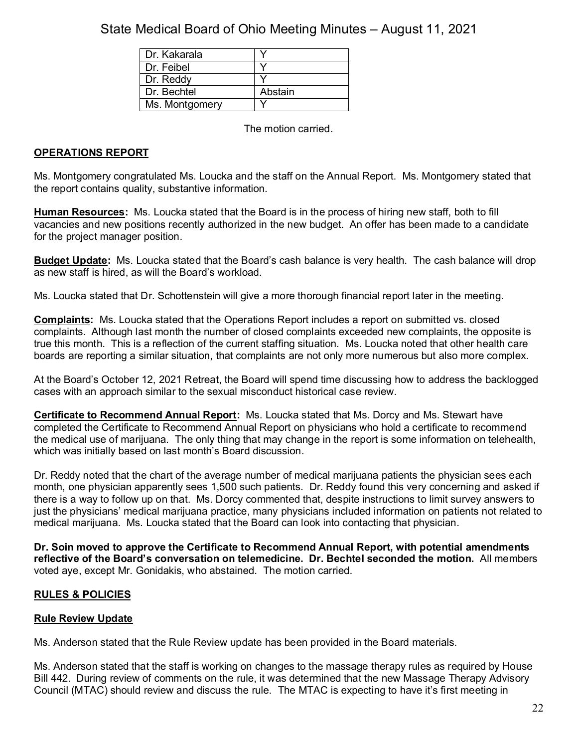| Dr. Kakarala | Y |
|---|---|
| Dr. Feibel | Y |
| Dr. Reddy | Y |
| Dr. Bechtel | Abstain |
| Ms. Montgomery | Y |

The motion carried.

## OPERATIONS REPORT

Ms. Montgomery congratulated Ms. Loucka and the staff on the Annual Report. Ms. Montgomery stated that the report contains quality, substantive information.

**Human Resources:** Ms. Loucka stated that the Board is in the process of hiring new staff, both to fill vacancies and new positions recently authorized in the new budget. An offer has been made to a candidate for the project manager position.

**Budget Update:** Ms. Loucka stated that the Board's cash balance is very health. The cash balance will drop as new staff is hired, as will the Board's workload.

Ms. Loucka stated that Dr. Schottenstein will give a more thorough financial report later in the meeting.

**Complaints:** Ms. Loucka stated that the Operations Report includes a report on submitted vs. closed complaints. Although last month the number of closed complaints exceeded new complaints, the opposite is true this month. This is a reflection of the current staffing situation. Ms. Loucka noted that other health care boards are reporting a similar situation, that complaints are not only more numerous but also more complex.

At the Board's October 12, 2021 Retreat, the Board will spend time discussing how to address the backlogged cases with an approach similar to the sexual misconduct historical case review.

**Certificate to Recommend Annual Report:** Ms. Loucka stated that Ms. Dorcy and Ms. Stewart have completed the Certificate to Recommend Annual Report on physicians who hold a certificate to recommend the medical use of marijuana. The only thing that may change in the report is some information on telehealth, which was initially based on last month's Board discussion.

Dr. Reddy noted that the chart of the average number of medical marijuana patients the physician sees each month, one physician apparently sees 1,500 such patients. Dr. Reddy found this very concerning and asked if there is a way to follow up on that. Ms. Dorcy commented that, despite instructions to limit survey answers to just the physicians' medical marijuana practice, many physicians included information on patients not related to medical marijuana. Ms. Loucka stated that the Board can look into contacting that physician.

**Dr. Soin moved to approve the Certificate to Recommend Annual Report, with potential amendments reflective of the Board's conversation on telemedicine. Dr. Bechtel seconded the motion.** All members voted aye, except Mr. Gonidakis, who abstained. The motion carried.

## RULES & POLICIES

### Rule Review Update

Ms. Anderson stated that the Rule Review update has been provided in the Board materials.

Ms. Anderson stated that the staff is working on changes to the massage therapy rules as required by House Bill 442. During review of comments on the rule, it was determined that the new Massage Therapy Advisory Council (MTAC) should review and discuss the rule. The MTAC is expecting to have it's first meeting in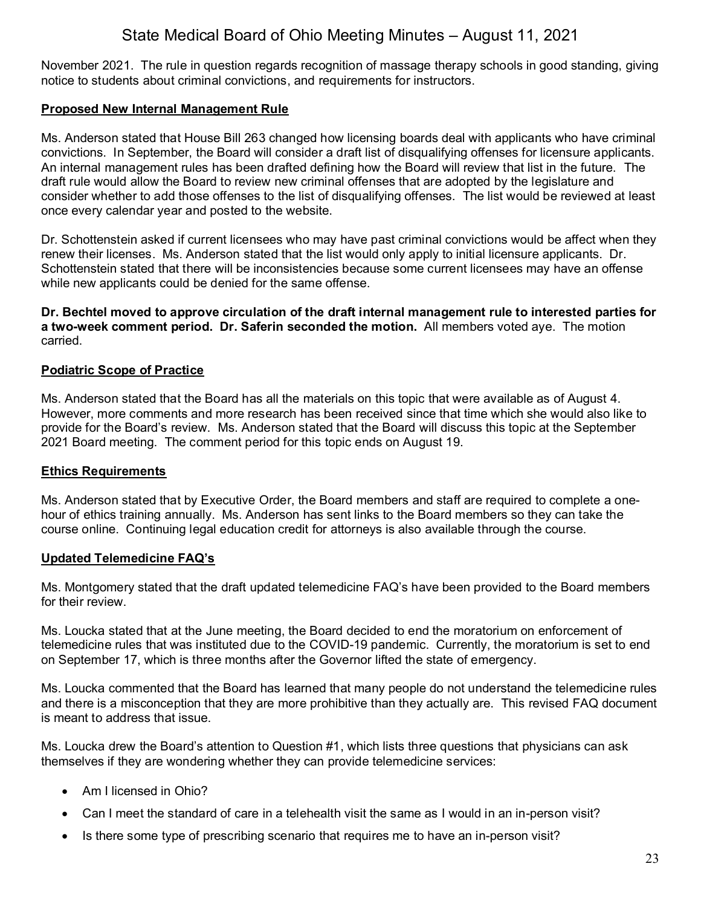November 2021. The rule in question regards recognition of massage therapy schools in good standing, giving notice to students about criminal convictions, and requirements for instructors.

**Proposed New Internal Management Rule**

Ms. Anderson stated that House Bill 263 changed how licensing boards deal with applicants who have criminal convictions. In September, the Board will consider a draft list of disqualifying offenses for licensure applicants. An internal management rules has been drafted defining how the Board will review that list in the future. The draft rule would allow the Board to review new criminal offenses that are adopted by the legislature and consider whether to add those offenses to the list of disqualifying offenses. The list would be reviewed at least once every calendar year and posted to the website.

Dr. Schottenstein asked if current licensees who may have past criminal convictions would be affect when they renew their licenses. Ms. Anderson stated that the list would only apply to initial licensure applicants. Dr. Schottenstein stated that there will be inconsistencies because some current licensees may have an offense while new applicants could be denied for the same offense.

**Dr. Bechtel moved to approve circulation of the draft internal management rule to interested parties for a two-week comment period. Dr. Saferin seconded the motion.** All members voted aye. The motion carried.

**Podiatric Scope of Practice**

Ms. Anderson stated that the Board has all the materials on this topic that were available as of August 4. However, more comments and more research has been received since that time which she would also like to provide for the Board's review. Ms. Anderson stated that the Board will discuss this topic at the September 2021 Board meeting. The comment period for this topic ends on August 19.

**Ethics Requirements**

Ms. Anderson stated that by Executive Order, the Board members and staff are required to complete a one-hour of ethics training annually. Ms. Anderson has sent links to the Board members so they can take the course online. Continuing legal education credit for attorneys is also available through the course.

**Updated Telemedicine FAQ's**

Ms. Montgomery stated that the draft updated telemedicine FAQ's have been provided to the Board members for their review.

Ms. Loucka stated that at the June meeting, the Board decided to end the moratorium on enforcement of telemedicine rules that was instituted due to the COVID-19 pandemic. Currently, the moratorium is set to end on September 17, which is three months after the Governor lifted the state of emergency.

Ms. Loucka commented that the Board has learned that many people do not understand the telemedicine rules and there is a misconception that they are more prohibitive than they actually are. This revised FAQ document is meant to address that issue.

Ms. Loucka drew the Board's attention to Question #1, which lists three questions that physicians can ask themselves if they are wondering whether they can provide telemedicine services:

- Am I licensed in Ohio?
- Can I meet the standard of care in a telehealth visit the same as I would in an in-person visit?
- Is there some type of prescribing scenario that requires me to have an in-person visit?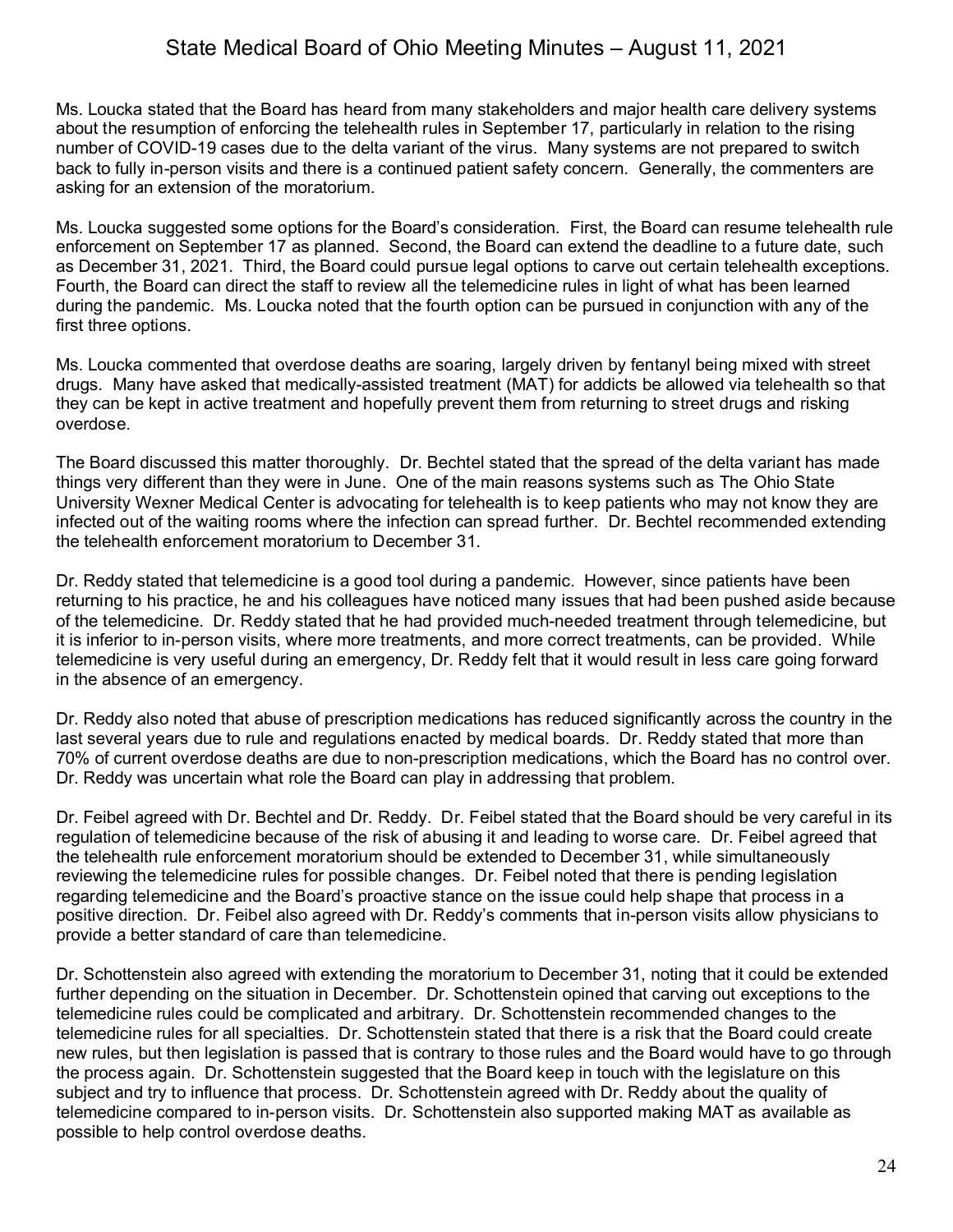Ms. Loucka stated that the Board has heard from many stakeholders and major health care delivery systems about the resumption of enforcing the telehealth rules in September 17, particularly in relation to the rising number of COVID-19 cases due to the delta variant of the virus. Many systems are not prepared to switch back to fully in-person visits and there is a continued patient safety concern. Generally, the commenters are asking for an extension of the moratorium.

Ms. Loucka suggested some options for the Board's consideration. First, the Board can resume telehealth rule enforcement on September 17 as planned. Second, the Board can extend the deadline to a future date, such as December 31, 2021. Third, the Board could pursue legal options to carve out certain telehealth exceptions. Fourth, the Board can direct the staff to review all the telemedicine rules in light of what has been learned during the pandemic. Ms. Loucka noted that the fourth option can be pursued in conjunction with any of the first three options.

Ms. Loucka commented that overdose deaths are soaring, largely driven by fentanyl being mixed with street drugs. Many have asked that medically-assisted treatment (MAT) for addicts be allowed via telehealth so that they can be kept in active treatment and hopefully prevent them from returning to street drugs and risking overdose.

The Board discussed this matter thoroughly. Dr. Bechtel stated that the spread of the delta variant has made things very different than they were in June. One of the main reasons systems such as The Ohio State University Wexner Medical Center is advocating for telehealth is to keep patients who may not know they are infected out of the waiting rooms where the infection can spread further. Dr. Bechtel recommended extending the telehealth enforcement moratorium to December 31.

Dr. Reddy stated that telemedicine is a good tool during a pandemic. However, since patients have been returning to his practice, he and his colleagues have noticed many issues that had been pushed aside because of the telemedicine. Dr. Reddy stated that he had provided much-needed treatment through telemedicine, but it is inferior to in-person visits, where more treatments, and more correct treatments, can be provided. While telemedicine is very useful during an emergency, Dr. Reddy felt that it would result in less care going forward in the absence of an emergency.

Dr. Reddy also noted that abuse of prescription medications has reduced significantly across the country in the last several years due to rule and regulations enacted by medical boards. Dr. Reddy stated that more than 70% of current overdose deaths are due to non-prescription medications, which the Board has no control over. Dr. Reddy was uncertain what role the Board can play in addressing that problem.

Dr. Feibel agreed with Dr. Bechtel and Dr. Reddy. Dr. Feibel stated that the Board should be very careful in its regulation of telemedicine because of the risk of abusing it and leading to worse care. Dr. Feibel agreed that the telehealth rule enforcement moratorium should be extended to December 31, while simultaneously reviewing the telemedicine rules for possible changes. Dr. Feibel noted that there is pending legislation regarding telemedicine and the Board's proactive stance on the issue could help shape that process in a positive direction. Dr. Feibel also agreed with Dr. Reddy's comments that in-person visits allow physicians to provide a better standard of care than telemedicine.

Dr. Schottenstein also agreed with extending the moratorium to December 31, noting that it could be extended further depending on the situation in December. Dr. Schottenstein opined that carving out exceptions to the telemedicine rules could be complicated and arbitrary. Dr. Schottenstein recommended changes to the telemedicine rules for all specialties. Dr. Schottenstein stated that there is a risk that the Board could create new rules, but then legislation is passed that is contrary to those rules and the Board would have to go through the process again. Dr. Schottenstein suggested that the Board keep in touch with the legislature on this subject and try to influence that process. Dr. Schottenstein agreed with Dr. Reddy about the quality of telemedicine compared to in-person visits. Dr. Schottenstein also supported making MAT as available as possible to help control overdose deaths.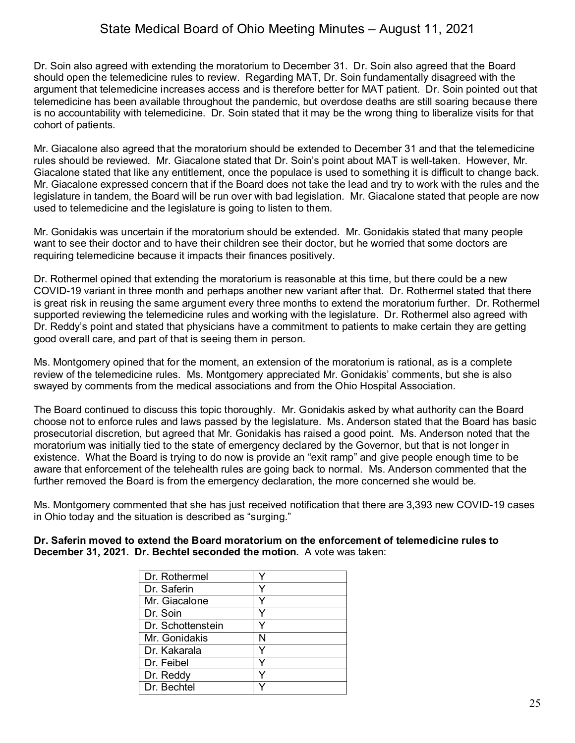Dr. Soin also agreed with extending the moratorium to December 31. Dr. Soin also agreed that the Board should open the telemedicine rules to review. Regarding MAT, Dr. Soin fundamentally disagreed with the argument that telemedicine increases access and is therefore better for MAT patient. Dr. Soin pointed out that telemedicine has been available throughout the pandemic, but overdose deaths are still soaring because there is no accountability with telemedicine. Dr. Soin stated that it may be the wrong thing to liberalize visits for that cohort of patients.

Mr. Giacalone also agreed that the moratorium should be extended to December 31 and that the telemedicine rules should be reviewed. Mr. Giacalone stated that Dr. Soin's point about MAT is well-taken. However, Mr. Giacalone stated that like any entitlement, once the populace is used to something it is difficult to change back. Mr. Giacalone expressed concern that if the Board does not take the lead and try to work with the rules and the legislature in tandem, the Board will be run over with bad legislation. Mr. Giacalone stated that people are now used to telemedicine and the legislature is going to listen to them.

Mr. Gonidakis was uncertain if the moratorium should be extended. Mr. Gonidakis stated that many people want to see their doctor and to have their children see their doctor, but he worried that some doctors are requiring telemedicine because it impacts their finances positively.

Dr. Rothermel opined that extending the moratorium is reasonable at this time, but there could be a new COVID-19 variant in three month and perhaps another new variant after that. Dr. Rothermel stated that there is great risk in reusing the same argument every three months to extend the moratorium further. Dr. Rothermel supported reviewing the telemedicine rules and working with the legislature. Dr. Rothermel also agreed with Dr. Reddy's point and stated that physicians have a commitment to patients to make certain they are getting good overall care, and part of that is seeing them in person.

Ms. Montgomery opined that for the moment, an extension of the moratorium is rational, as is a complete review of the telemedicine rules. Ms. Montgomery appreciated Mr. Gonidakis' comments, but she is also swayed by comments from the medical associations and from the Ohio Hospital Association.

The Board continued to discuss this topic thoroughly. Mr. Gonidakis asked by what authority can the Board choose not to enforce rules and laws passed by the legislature. Ms. Anderson stated that the Board has basic prosecutorial discretion, but agreed that Mr. Gonidakis has raised a good point. Ms. Anderson noted that the moratorium was initially tied to the state of emergency declared by the Governor, but that is not longer in existence. What the Board is trying to do now is provide an "exit ramp" and give people enough time to be aware that enforcement of the telehealth rules are going back to normal. Ms. Anderson commented that the further removed the Board is from the emergency declaration, the more concerned she would be.

Ms. Montgomery commented that she has just received notification that there are 3,393 new COVID-19 cases in Ohio today and the situation is described as "surging."

**Dr. Saferin moved to extend the Board moratorium on the enforcement of telemedicine rules to December 31, 2021. Dr. Bechtel seconded the motion.** A vote was taken:

| | |
|---|---|
| Dr. Rothermel | Y |
| Dr. Saferin | Y |
| Mr. Giacalone | Y |
| Dr. Soin | Y |
| Dr. Schottenstein | Y |
| Mr. Gonidakis | N |
| Dr. Kakarala | Y |
| Dr. Feibel | Y |
| Dr. Reddy | Y |
| Dr. Bechtel | Y |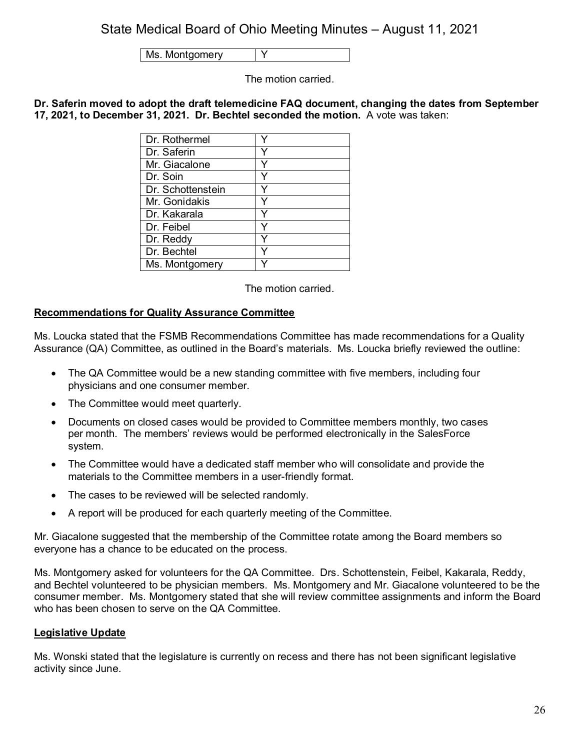| Ms. Montgomery | Y |
|---|---|

The motion carried.

**Dr. Saferin moved to adopt the draft telemedicine FAQ document, changing the dates from September 17, 2021, to December 31, 2021. Dr. Bechtel seconded the motion.** A vote was taken:

| Dr. Rothermel | Y |
|---|---|
| Dr. Saferin | Y |
| Mr. Giacalone | Y |
| Dr. Soin | Y |
| Dr. Schottenstein | Y |
| Mr. Gonidakis | Y |
| Dr. Kakarala | Y |
| Dr. Feibel | Y |
| Dr. Reddy | Y |
| Dr. Bechtel | Y |
| Ms. Montgomery | Y |

The motion carried.

**Recommendations for Quality Assurance Committee**

Ms. Loucka stated that the FSMB Recommendations Committee has made recommendations for a Quality Assurance (QA) Committee, as outlined in the Board's materials. Ms. Loucka briefly reviewed the outline:

- The QA Committee would be a new standing committee with five members, including four physicians and one consumer member.
- The Committee would meet quarterly.
- Documents on closed cases would be provided to Committee members monthly, two cases per month. The members' reviews would be performed electronically in the SalesForce system.
- The Committee would have a dedicated staff member who will consolidate and provide the materials to the Committee members in a user-friendly format.
- The cases to be reviewed will be selected randomly.
- A report will be produced for each quarterly meeting of the Committee.

Mr. Giacalone suggested that the membership of the Committee rotate among the Board members so everyone has a chance to be educated on the process.

Ms. Montgomery asked for volunteers for the QA Committee. Drs. Schottenstein, Feibel, Kakarala, Reddy, and Bechtel volunteered to be physician members. Ms. Montgomery and Mr. Giacalone volunteered to be the consumer member. Ms. Montgomery stated that she will review committee assignments and inform the Board who has been chosen to serve on the QA Committee.

**Legislative Update**

Ms. Wonski stated that the legislature is currently on recess and there has not been significant legislative activity since June.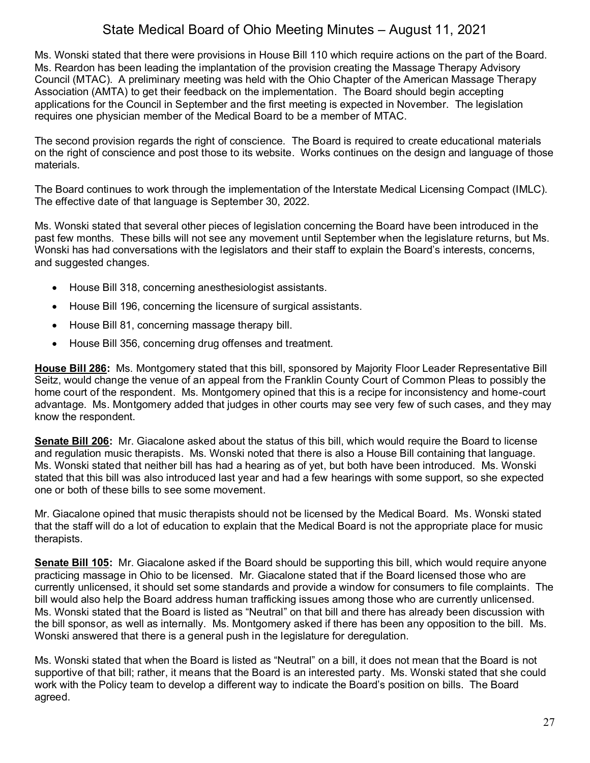Ms. Wonski stated that there were provisions in House Bill 110 which require actions on the part of the Board. Ms. Reardon has been leading the implantation of the provision creating the Massage Therapy Advisory Council (MTAC). A preliminary meeting was held with the Ohio Chapter of the American Massage Therapy Association (AMTA) to get their feedback on the implementation. The Board should begin accepting applications for the Council in September and the first meeting is expected in November. The legislation requires one physician member of the Medical Board to be a member of MTAC.

The second provision regards the right of conscience. The Board is required to create educational materials on the right of conscience and post those to its website. Works continues on the design and language of those materials.

The Board continues to work through the implementation of the Interstate Medical Licensing Compact (IMLC). The effective date of that language is September 30, 2022.

Ms. Wonski stated that several other pieces of legislation concerning the Board have been introduced in the past few months. These bills will not see any movement until September when the legislature returns, but Ms. Wonski has had conversations with the legislators and their staff to explain the Board's interests, concerns, and suggested changes.

- House Bill 318, concerning anesthesiologist assistants.
- House Bill 196, concerning the licensure of surgical assistants.
- House Bill 81, concerning massage therapy bill.
- House Bill 356, concerning drug offenses and treatment.

**House Bill 286:** Ms. Montgomery stated that this bill, sponsored by Majority Floor Leader Representative Bill Seitz, would change the venue of an appeal from the Franklin County Court of Common Pleas to possibly the home court of the respondent. Ms. Montgomery opined that this is a recipe for inconsistency and home-court advantage. Ms. Montgomery added that judges in other courts may see very few of such cases, and they may know the respondent.

**Senate Bill 206:** Mr. Giacalone asked about the status of this bill, which would require the Board to license and regulation music therapists. Ms. Wonski noted that there is also a House Bill containing that language. Ms. Wonski stated that neither bill has had a hearing as of yet, but both have been introduced. Ms. Wonski stated that this bill was also introduced last year and had a few hearings with some support, so she expected one or both of these bills to see some movement.

Mr. Giacalone opined that music therapists should not be licensed by the Medical Board. Ms. Wonski stated that the staff will do a lot of education to explain that the Medical Board is not the appropriate place for music therapists.

**Senate Bill 105:** Mr. Giacalone asked if the Board should be supporting this bill, which would require anyone practicing massage in Ohio to be licensed. Mr. Giacalone stated that if the Board licensed those who are currently unlicensed, it should set some standards and provide a window for consumers to file complaints. The bill would also help the Board address human trafficking issues among those who are currently unlicensed. Ms. Wonski stated that the Board is listed as "Neutral" on that bill and there has already been discussion with the bill sponsor, as well as internally. Ms. Montgomery asked if there has been any opposition to the bill. Ms. Wonski answered that there is a general push in the legislature for deregulation.

Ms. Wonski stated that when the Board is listed as "Neutral" on a bill, it does not mean that the Board is not supportive of that bill; rather, it means that the Board is an interested party. Ms. Wonski stated that she could work with the Policy team to develop a different way to indicate the Board's position on bills. The Board agreed.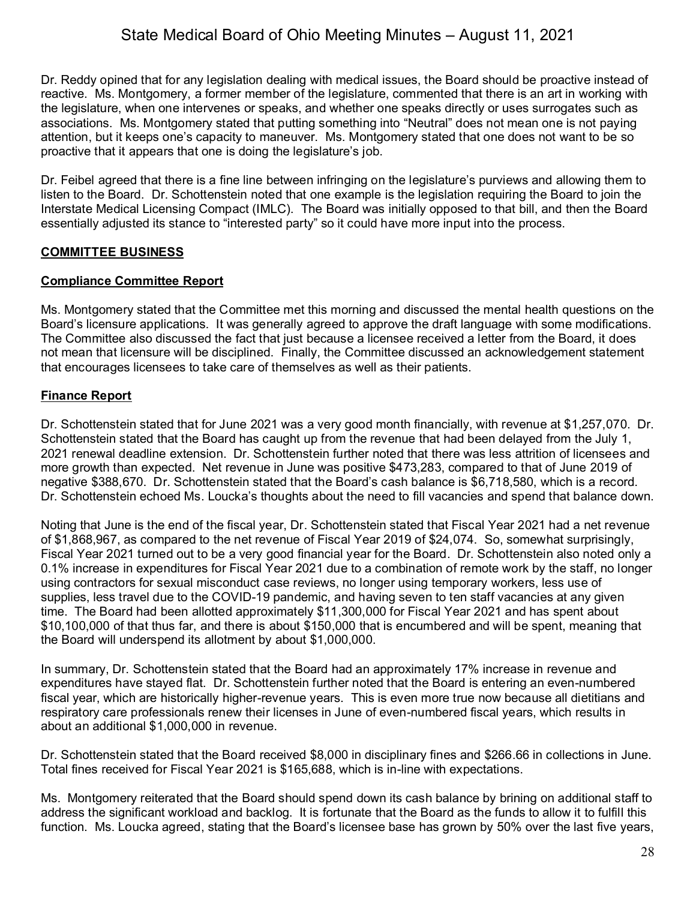Dr. Reddy opined that for any legislation dealing with medical issues, the Board should be proactive instead of reactive. Ms. Montgomery, a former member of the legislature, commented that there is an art in working with the legislature, when one intervenes or speaks, and whether one speaks directly or uses surrogates such as associations. Ms. Montgomery stated that putting something into "Neutral" does not mean one is not paying attention, but it keeps one's capacity to maneuver. Ms. Montgomery stated that one does not want to be so proactive that it appears that one is doing the legislature's job.

Dr. Feibel agreed that there is a fine line between infringing on the legislature's purviews and allowing them to listen to the Board. Dr. Schottenstein noted that one example is the legislation requiring the Board to join the Interstate Medical Licensing Compact (IMLC). The Board was initially opposed to that bill, and then the Board essentially adjusted its stance to "interested party" so it could have more input into the process.

## COMMITTEE BUSINESS

### Compliance Committee Report

Ms. Montgomery stated that the Committee met this morning and discussed the mental health questions on the Board's licensure applications. It was generally agreed to approve the draft language with some modifications. The Committee also discussed the fact that just because a licensee received a letter from the Board, it does not mean that licensure will be disciplined. Finally, the Committee discussed an acknowledgement statement that encourages licensees to take care of themselves as well as their patients.

### Finance Report

Dr. Schottenstein stated that for June 2021 was a very good month financially, with revenue at $1,257,070. Dr. Schottenstein stated that the Board has caught up from the revenue that had been delayed from the July 1, 2021 renewal deadline extension. Dr. Schottenstein further noted that there was less attrition of licensees and more growth than expected. Net revenue in June was positive $473,283, compared to that of June 2019 of negative $388,670. Dr. Schottenstein stated that the Board's cash balance is $6,718,580, which is a record. Dr. Schottenstein echoed Ms. Loucka's thoughts about the need to fill vacancies and spend that balance down.

Noting that June is the end of the fiscal year, Dr. Schottenstein stated that Fiscal Year 2021 had a net revenue of $1,868,967, as compared to the net revenue of Fiscal Year 2019 of $24,074. So, somewhat surprisingly, Fiscal Year 2021 turned out to be a very good financial year for the Board. Dr. Schottenstein also noted only a 0.1% increase in expenditures for Fiscal Year 2021 due to a combination of remote work by the staff, no longer using contractors for sexual misconduct case reviews, no longer using temporary workers, less use of supplies, less travel due to the COVID-19 pandemic, and having seven to ten staff vacancies at any given time. The Board had been allotted approximately $11,300,000 for Fiscal Year 2021 and has spent about $10,100,000 of that thus far, and there is about $150,000 that is encumbered and will be spent, meaning that the Board will underspend its allotment by about $1,000,000.

In summary, Dr. Schottenstein stated that the Board had an approximately 17% increase in revenue and expenditures have stayed flat. Dr. Schottenstein further noted that the Board is entering an even-numbered fiscal year, which are historically higher-revenue years. This is even more true now because all dietitians and respiratory care professionals renew their licenses in June of even-numbered fiscal years, which results in about an additional $1,000,000 in revenue.

Dr. Schottenstein stated that the Board received $8,000 in disciplinary fines and $266.66 in collections in June. Total fines received for Fiscal Year 2021 is $165,688, which is in-line with expectations.

Ms. Montgomery reiterated that the Board should spend down its cash balance by brining on additional staff to address the significant workload and backlog. It is fortunate that the Board as the funds to allow it to fulfill this function. Ms. Loucka agreed, stating that the Board's licensee base has grown by 50% over the last five years,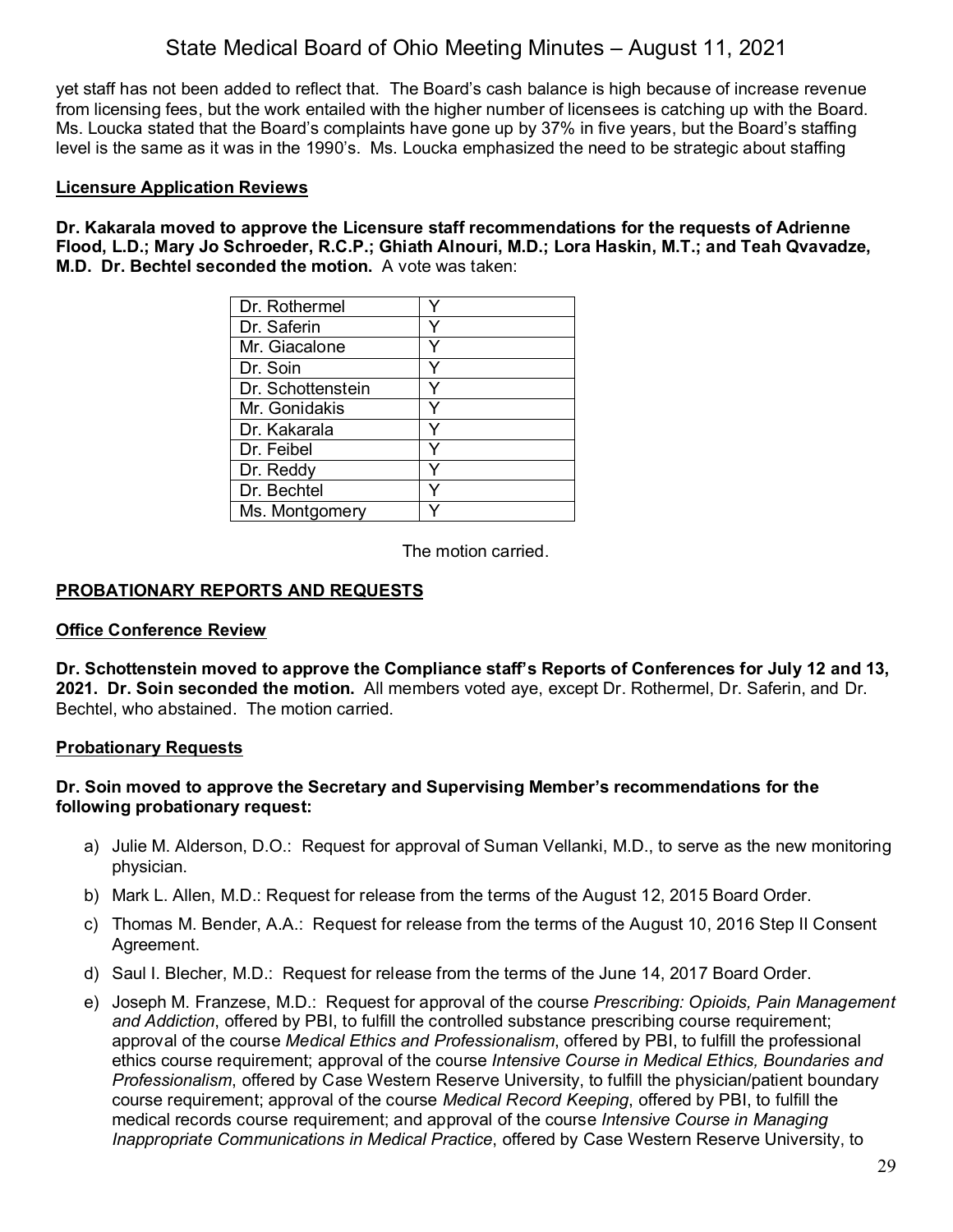yet staff has not been added to reflect that. The Board's cash balance is high because of increase revenue from licensing fees, but the work entailed with the higher number of licensees is catching up with the Board. Ms. Loucka stated that the Board's complaints have gone up by 37% in five years, but the Board's staffing level is the same as it was in the 1990's. Ms. Loucka emphasized the need to be strategic about staffing

**Licensure Application Reviews**

**Dr. Kakarala moved to approve the Licensure staff recommendations for the requests of Adrienne Flood, L.D.; Mary Jo Schroeder, R.C.P.; Ghiath Alnouri, M.D.; Lora Haskin, M.T.; and Teah Qvavadze, M.D. Dr. Bechtel seconded the motion.** A vote was taken:

| | |
|---|---|
| Dr. Rothermel | Y |
| Dr. Saferin | Y |
| Mr. Giacalone | Y |
| Dr. Soin | Y |
| Dr. Schottenstein | Y |
| Mr. Gonidakis | Y |
| Dr. Kakarala | Y |
| Dr. Feibel | Y |
| Dr. Reddy | Y |
| Dr. Bechtel | Y |
| Ms. Montgomery | Y |

The motion carried.

## PROBATIONARY REPORTS AND REQUESTS

**Office Conference Review**

**Dr. Schottenstein moved to approve the Compliance staff's Reports of Conferences for July 12 and 13, 2021. Dr. Soin seconded the motion.** All members voted aye, except Dr. Rothermel, Dr. Saferin, and Dr. Bechtel, who abstained. The motion carried.

**Probationary Requests**

**Dr. Soin moved to approve the Secretary and Supervising Member's recommendations for the following probationary request:**

a) Julie M. Alderson, D.O.: Request for approval of Suman Vellanki, M.D., to serve as the new monitoring physician.

b) Mark L. Allen, M.D.: Request for release from the terms of the August 12, 2015 Board Order.

c) Thomas M. Bender, A.A.: Request for release from the terms of the August 10, 2016 Step II Consent Agreement.

d) Saul I. Blecher, M.D.: Request for release from the terms of the June 14, 2017 Board Order.

e) Joseph M. Franzese, M.D.: Request for approval of the course *Prescribing: Opioids, Pain Management and Addiction*, offered by PBI, to fulfill the controlled substance prescribing course requirement; approval of the course *Medical Ethics and Professionalism*, offered by PBI, to fulfill the professional ethics course requirement; approval of the course *Intensive Course in Medical Ethics, Boundaries and Professionalism*, offered by Case Western Reserve University, to fulfill the physician/patient boundary course requirement; approval of the course *Medical Record Keeping*, offered by PBI, to fulfill the medical records course requirement; and approval of the course *Intensive Course in Managing Inappropriate Communications in Medical Practice*, offered by Case Western Reserve University, to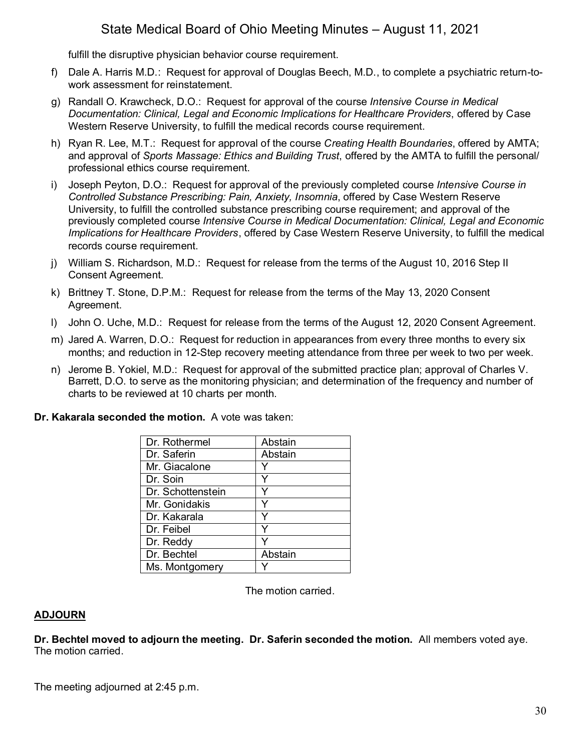fulfill the disruptive physician behavior course requirement.

f) Dale A. Harris M.D.: Request for approval of Douglas Beech, M.D., to complete a psychiatric return-to-work assessment for reinstatement.

g) Randall O. Krawcheck, D.O.: Request for approval of the course *Intensive Course in Medical Documentation: Clinical, Legal and Economic Implications for Healthcare Providers*, offered by Case Western Reserve University, to fulfill the medical records course requirement.

h) Ryan R. Lee, M.T.: Request for approval of the course *Creating Health Boundaries*, offered by AMTA; and approval of *Sports Massage: Ethics and Building Trust*, offered by the AMTA to fulfill the personal/ professional ethics course requirement.

i) Joseph Peyton, D.O.: Request for approval of the previously completed course *Intensive Course in Controlled Substance Prescribing: Pain, Anxiety, Insomnia*, offered by Case Western Reserve University, to fulfill the controlled substance prescribing course requirement; and approval of the previously completed course *Intensive Course in Medical Documentation: Clinical, Legal and Economic Implications for Healthcare Providers*, offered by Case Western Reserve University, to fulfill the medical records course requirement.

j) William S. Richardson, M.D.: Request for release from the terms of the August 10, 2016 Step II Consent Agreement.

k) Brittney T. Stone, D.P.M.: Request for release from the terms of the May 13, 2020 Consent Agreement.

l) John O. Uche, M.D.: Request for release from the terms of the August 12, 2020 Consent Agreement.

m) Jared A. Warren, D.O.: Request for reduction in appearances from every three months to every six months; and reduction in 12-Step recovery meeting attendance from three per week to two per week.

n) Jerome B. Yokiel, M.D.: Request for approval of the submitted practice plan; approval of Charles V. Barrett, D.O. to serve as the monitoring physician; and determination of the frequency and number of charts to be reviewed at 10 charts per month.

**Dr. Kakarala seconded the motion.** A vote was taken:

| | |
|---|---|
| Dr. Rothermel | Abstain |
| Dr. Saferin | Abstain |
| Mr. Giacalone | Y |
| Dr. Soin | Y |
| Dr. Schottenstein | Y |
| Mr. Gonidakis | Y |
| Dr. Kakarala | Y |
| Dr. Feibel | Y |
| Dr. Reddy | Y |
| Dr. Bechtel | Abstain |
| Ms. Montgomery | Y |

The motion carried.

## ADJOURN

**Dr. Bechtel moved to adjourn the meeting. Dr. Saferin seconded the motion.** All members voted aye. The motion carried.

The meeting adjourned at 2:45 p.m.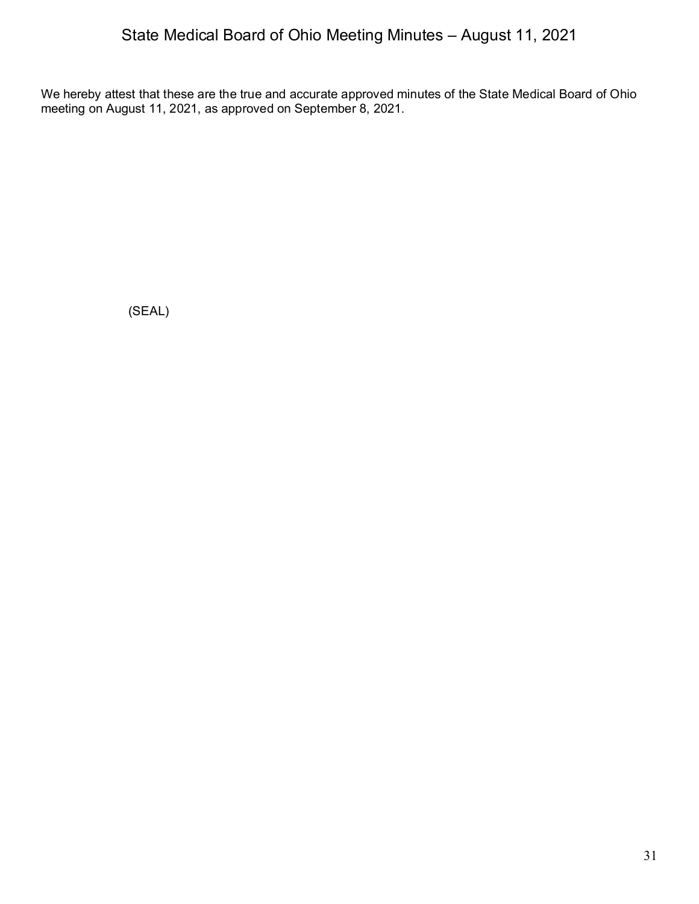We hereby attest that these are the true and accurate approved minutes of the State Medical Board of Ohio meeting on August 11, 2021, as approved on September 8, 2021.

(SEAL)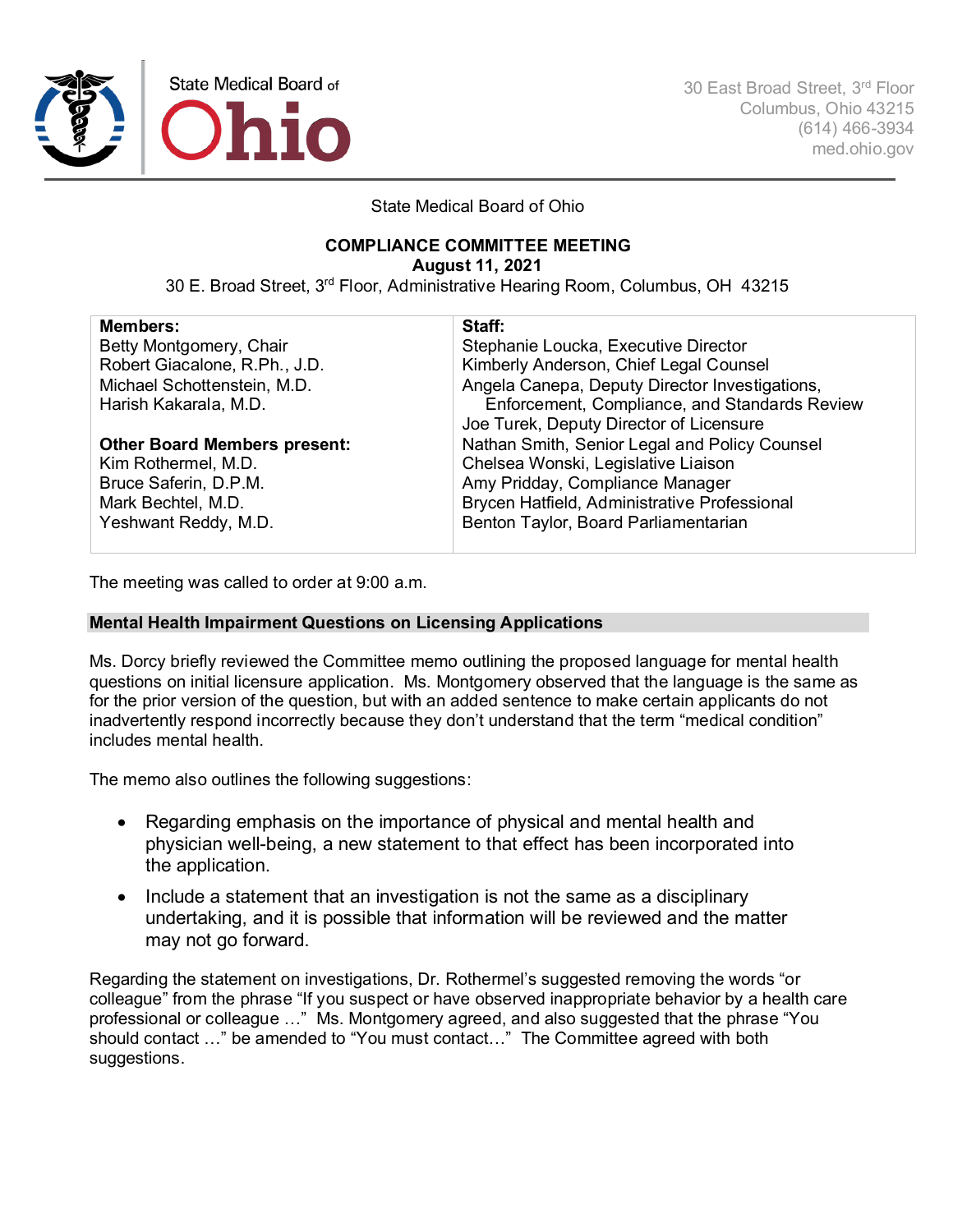State Medical Board of Ohio

30 East Broad Street, 3rd Floor
Columbus, Ohio 43215
(614) 466-3934
med.ohio.gov

State Medical Board of Ohio

**COMPLIANCE COMMITTEE MEETING**
**August 11, 2021**
30 E. Broad Street, 3rd Floor, Administrative Hearing Room, Columbus, OH 43215

| **Members:** | **Staff:** |
|---|---|
| Betty Montgomery, Chair | Stephanie Loucka, Executive Director |
| Robert Giacalone, R.Ph., J.D. | Kimberly Anderson, Chief Legal Counsel |
| Michael Schottenstein, M.D. | Angela Canepa, Deputy Director Investigations, Enforcement, Compliance, and Standards Review |
| Harish Kakarala, M.D. | Joe Turek, Deputy Director of Licensure |
| **Other Board Members present:** | Nathan Smith, Senior Legal and Policy Counsel |
| Kim Rothermel, M.D. | Chelsea Wonski, Legislative Liaison |
| Bruce Saferin, D.P.M. | Amy Pridday, Compliance Manager |
| Mark Bechtel, M.D. | Brycen Hatfield, Administrative Professional |
| Yeshwant Reddy, M.D. | Benton Taylor, Board Parliamentarian |

The meeting was called to order at 9:00 a.m.

### Mental Health Impairment Questions on Licensing Applications

Ms. Dorcy briefly reviewed the Committee memo outlining the proposed language for mental health questions on initial licensure application. Ms. Montgomery observed that the language is the same as for the prior version of the question, but with an added sentence to make certain applicants do not inadvertently respond incorrectly because they don't understand that the term "medical condition" includes mental health.

The memo also outlines the following suggestions:

- Regarding emphasis on the importance of physical and mental health and physician well-being, a new statement to that effect has been incorporated into the application.
- Include a statement that an investigation is not the same as a disciplinary undertaking, and it is possible that information will be reviewed and the matter may not go forward.

Regarding the statement on investigations, Dr. Rothermel's suggested removing the words "or colleague" from the phrase "If you suspect or have observed inappropriate behavior by a health care professional or colleague …" Ms. Montgomery agreed, and also suggested that the phrase "You should contact …" be amended to "You must contact…" The Committee agreed with both suggestions.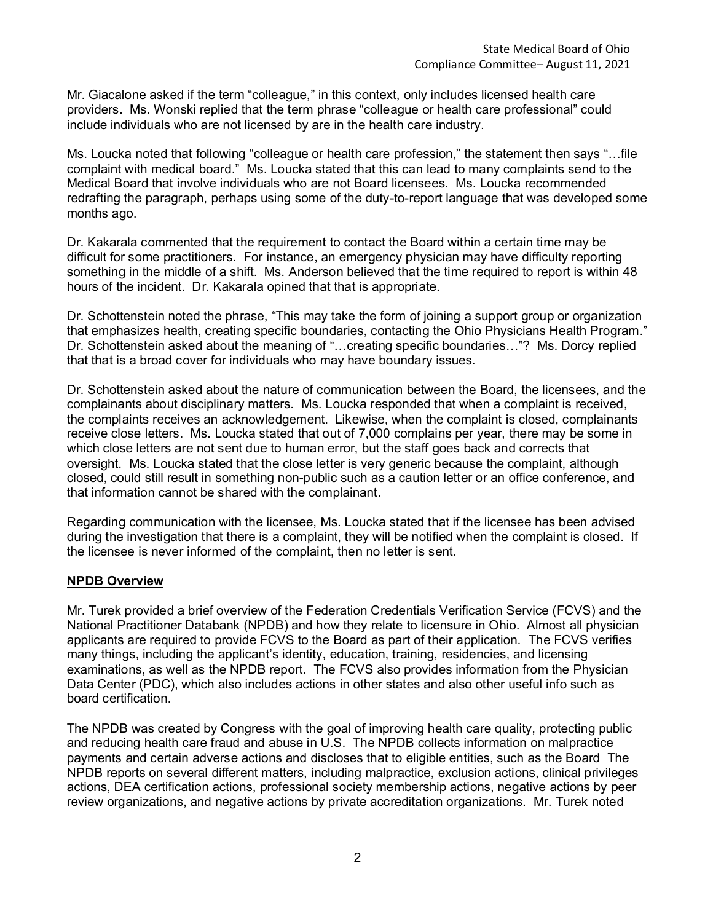Mr. Giacalone asked if the term "colleague," in this context, only includes licensed health care providers. Ms. Wonski replied that the term phrase "colleague or health care professional" could include individuals who are not licensed by are in the health care industry.

Ms. Loucka noted that following "colleague or health care profession," the statement then says "…file complaint with medical board." Ms. Loucka stated that this can lead to many complaints send to the Medical Board that involve individuals who are not Board licensees. Ms. Loucka recommended redrafting the paragraph, perhaps using some of the duty-to-report language that was developed some months ago.

Dr. Kakarala commented that the requirement to contact the Board within a certain time may be difficult for some practitioners. For instance, an emergency physician may have difficulty reporting something in the middle of a shift. Ms. Anderson believed that the time required to report is within 48 hours of the incident. Dr. Kakarala opined that that is appropriate.

Dr. Schottenstein noted the phrase, "This may take the form of joining a support group or organization that emphasizes health, creating specific boundaries, contacting the Ohio Physicians Health Program." Dr. Schottenstein asked about the meaning of "…creating specific boundaries…"? Ms. Dorcy replied that that is a broad cover for individuals who may have boundary issues.

Dr. Schottenstein asked about the nature of communication between the Board, the licensees, and the complainants about disciplinary matters. Ms. Loucka responded that when a complaint is received, the complaints receives an acknowledgement. Likewise, when the complaint is closed, complainants receive close letters. Ms. Loucka stated that out of 7,000 complains per year, there may be some in which close letters are not sent due to human error, but the staff goes back and corrects that oversight. Ms. Loucka stated that the close letter is very generic because the complaint, although closed, could still result in something non-public such as a caution letter or an office conference, and that information cannot be shared with the complainant.

Regarding communication with the licensee, Ms. Loucka stated that if the licensee has been advised during the investigation that there is a complaint, they will be notified when the complaint is closed. If the licensee is never informed of the complaint, then no letter is sent.

## NPDB Overview

Mr. Turek provided a brief overview of the Federation Credentials Verification Service (FCVS) and the National Practitioner Databank (NPDB) and how they relate to licensure in Ohio. Almost all physician applicants are required to provide FCVS to the Board as part of their application. The FCVS verifies many things, including the applicant's identity, education, training, residencies, and licensing examinations, as well as the NPDB report. The FCVS also provides information from the Physician Data Center (PDC), which also includes actions in other states and also other useful info such as board certification.

The NPDB was created by Congress with the goal of improving health care quality, protecting public and reducing health care fraud and abuse in U.S. The NPDB collects information on malpractice payments and certain adverse actions and discloses that to eligible entities, such as the Board The NPDB reports on several different matters, including malpractice, exclusion actions, clinical privileges actions, DEA certification actions, professional society membership actions, negative actions by peer review organizations, and negative actions by private accreditation organizations. Mr. Turek noted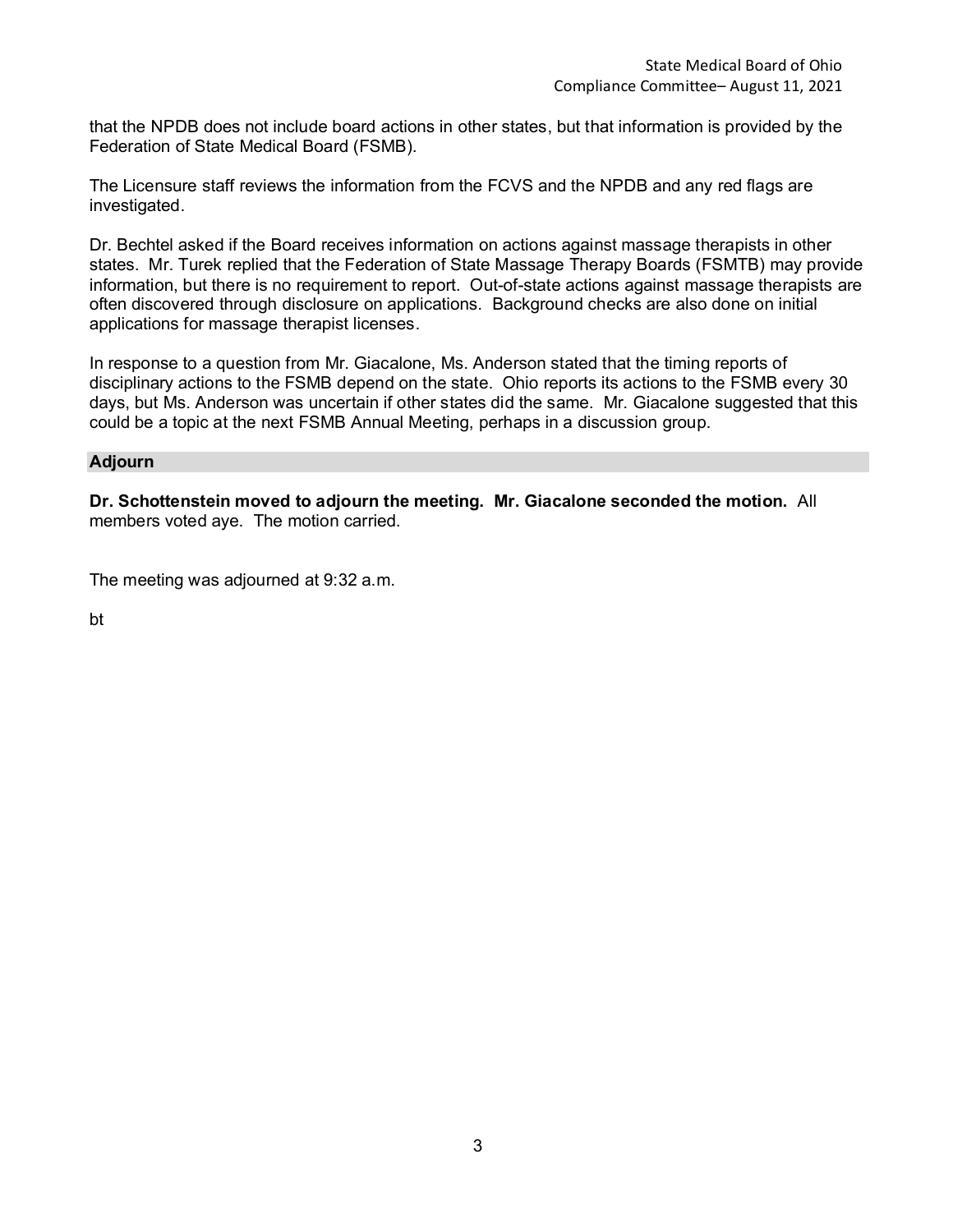that the NPDB does not include board actions in other states, but that information is provided by the Federation of State Medical Board (FSMB).

The Licensure staff reviews the information from the FCVS and the NPDB and any red flags are investigated.

Dr. Bechtel asked if the Board receives information on actions against massage therapists in other states. Mr. Turek replied that the Federation of State Massage Therapy Boards (FSMTB) may provide information, but there is no requirement to report. Out-of-state actions against massage therapists are often discovered through disclosure on applications. Background checks are also done on initial applications for massage therapist licenses.

In response to a question from Mr. Giacalone, Ms. Anderson stated that the timing reports of disciplinary actions to the FSMB depend on the state. Ohio reports its actions to the FSMB every 30 days, but Ms. Anderson was uncertain if other states did the same. Mr. Giacalone suggested that this could be a topic at the next FSMB Annual Meeting, perhaps in a discussion group.

## Adjourn

**Dr. Schottenstein moved to adjourn the meeting. Mr. Giacalone seconded the motion.** All members voted aye. The motion carried.

The meeting was adjourned at 9:32 a.m.

bt